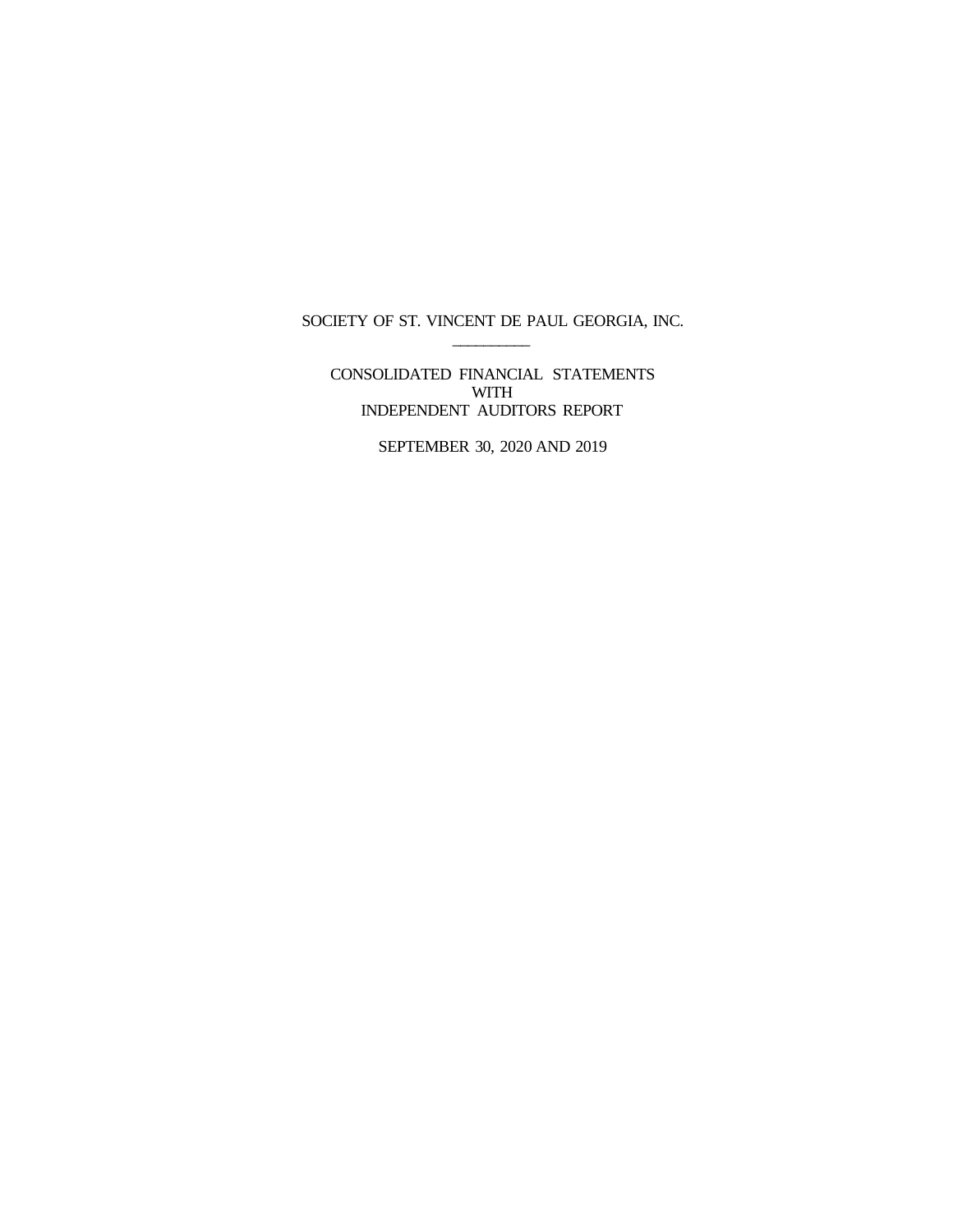# SOCIETY OF ST. VINCENT DE PAUL GEORGIA, INC.

---

CONSOLIDATED FINANCIAL STATEMENTS
WITH
INDEPENDENT AUDITORS REPORT

SEPTEMBER 30, 2020 AND 2019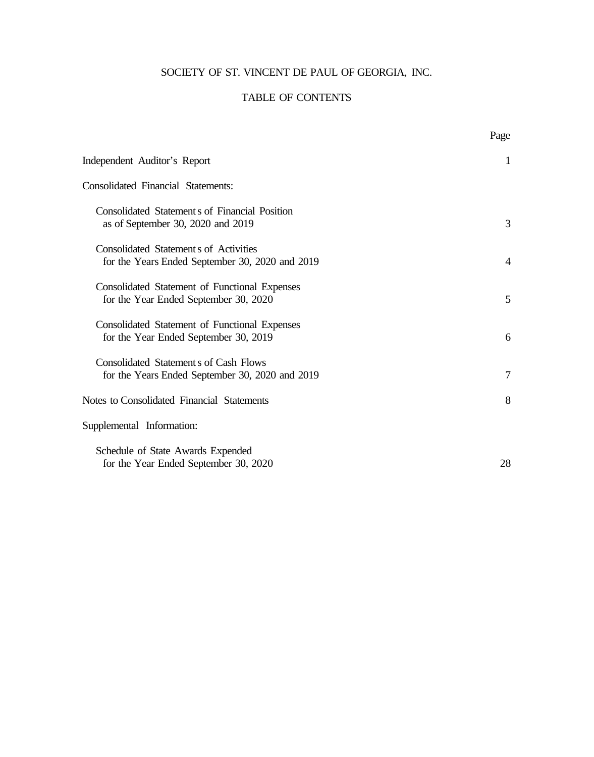# SOCIETY OF ST. VINCENT DE PAUL OF GEORGIA, INC.

## TABLE OF CONTENTS

| | Page |
|---|---|
| Independent Auditor's Report | 1 |
| Consolidated Financial Statements: | |
| Consolidated Statements of Financial Position as of September 30, 2020 and 2019 | 3 |
| Consolidated Statements of Activities for the Years Ended September 30, 2020 and 2019 | 4 |
| Consolidated Statement of Functional Expenses for the Year Ended September 30, 2020 | 5 |
| Consolidated Statement of Functional Expenses for the Year Ended September 30, 2019 | 6 |
| Consolidated Statements of Cash Flows for the Years Ended September 30, 2020 and 2019 | 7 |
| Notes to Consolidated Financial Statements | 8 |
| Supplemental Information: | |
| Schedule of State Awards Expended for the Year Ended September 30, 2020 | 28 |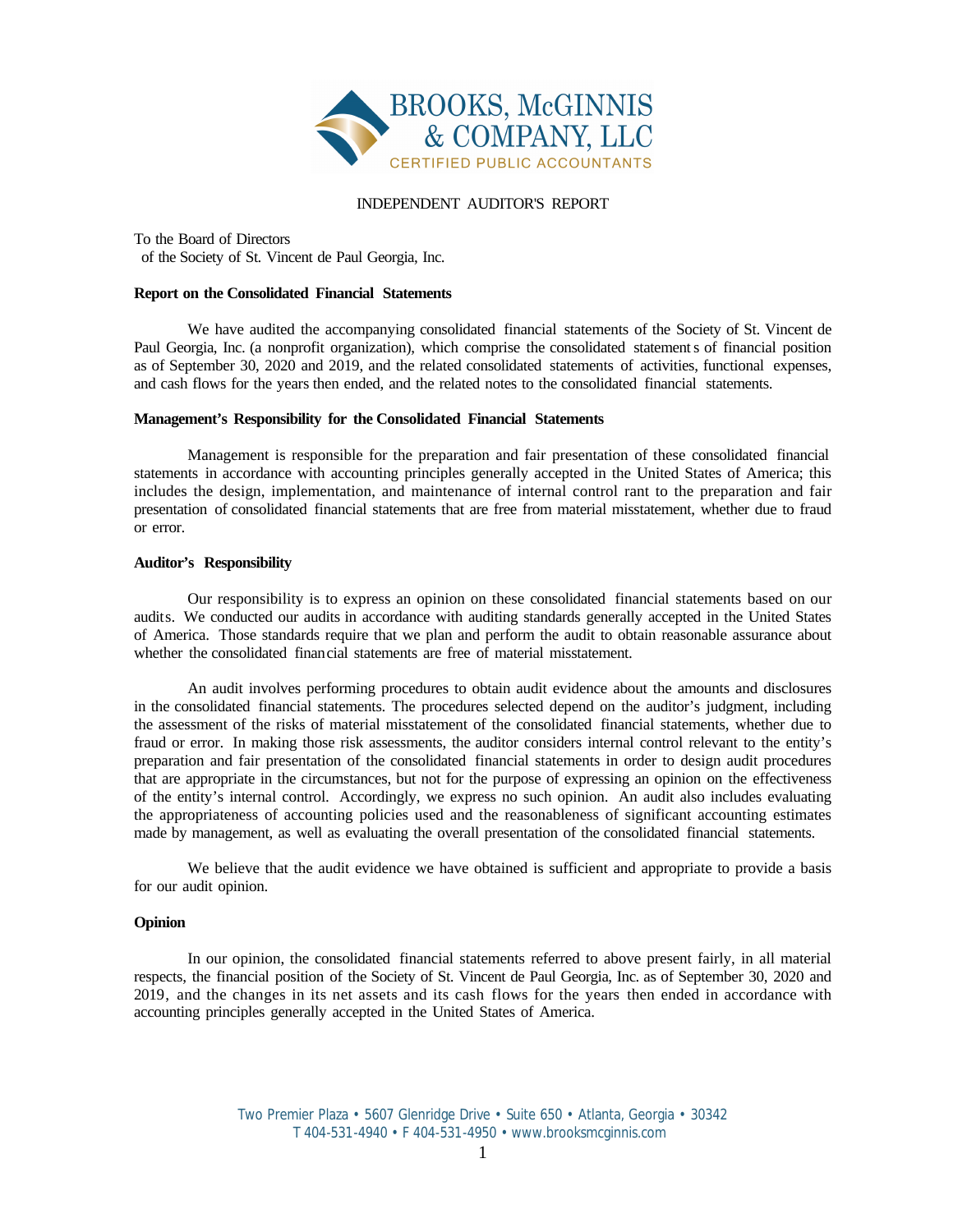BROOKS, McGINNIS & COMPANY, LLC
CERTIFIED PUBLIC ACCOUNTANTS

INDEPENDENT AUDITOR'S REPORT

To the Board of Directors
of the Society of St. Vincent de Paul Georgia, Inc.

**Report on the Consolidated Financial Statements**

We have audited the accompanying consolidated financial statements of the Society of St. Vincent de Paul Georgia, Inc. (a nonprofit organization), which comprise the consolidated statements of financial position as of September 30, 2020 and 2019, and the related consolidated statements of activities, functional expenses, and cash flows for the years then ended, and the related notes to the consolidated financial statements.

**Management's Responsibility for the Consolidated Financial Statements**

Management is responsible for the preparation and fair presentation of these consolidated financial statements in accordance with accounting principles generally accepted in the United States of America; this includes the design, implementation, and maintenance of internal control rant to the preparation and fair presentation of consolidated financial statements that are free from material misstatement, whether due to fraud or error.

**Auditor's Responsibility**

Our responsibility is to express an opinion on these consolidated financial statements based on our audits. We conducted our audits in accordance with auditing standards generally accepted in the United States of America. Those standards require that we plan and perform the audit to obtain reasonable assurance about whether the consolidated financial statements are free of material misstatement.

An audit involves performing procedures to obtain audit evidence about the amounts and disclosures in the consolidated financial statements. The procedures selected depend on the auditor's judgment, including the assessment of the risks of material misstatement of the consolidated financial statements, whether due to fraud or error. In making those risk assessments, the auditor considers internal control relevant to the entity's preparation and fair presentation of the consolidated financial statements in order to design audit procedures that are appropriate in the circumstances, but not for the purpose of expressing an opinion on the effectiveness of the entity's internal control. Accordingly, we express no such opinion. An audit also includes evaluating the appropriateness of accounting policies used and the reasonableness of significant accounting estimates made by management, as well as evaluating the overall presentation of the consolidated financial statements.

We believe that the audit evidence we have obtained is sufficient and appropriate to provide a basis for our audit opinion.

**Opinion**

In our opinion, the consolidated financial statements referred to above present fairly, in all material respects, the financial position of the Society of St. Vincent de Paul Georgia, Inc. as of September 30, 2020 and 2019, and the changes in its net assets and its cash flows for the years then ended in accordance with accounting principles generally accepted in the United States of America.

Two Premier Plaza • 5607 Glenridge Drive • Suite 650 • Atlanta, Georgia • 30342
T 404-531-4940 • F 404-531-4950 • www.brooksmcginnis.com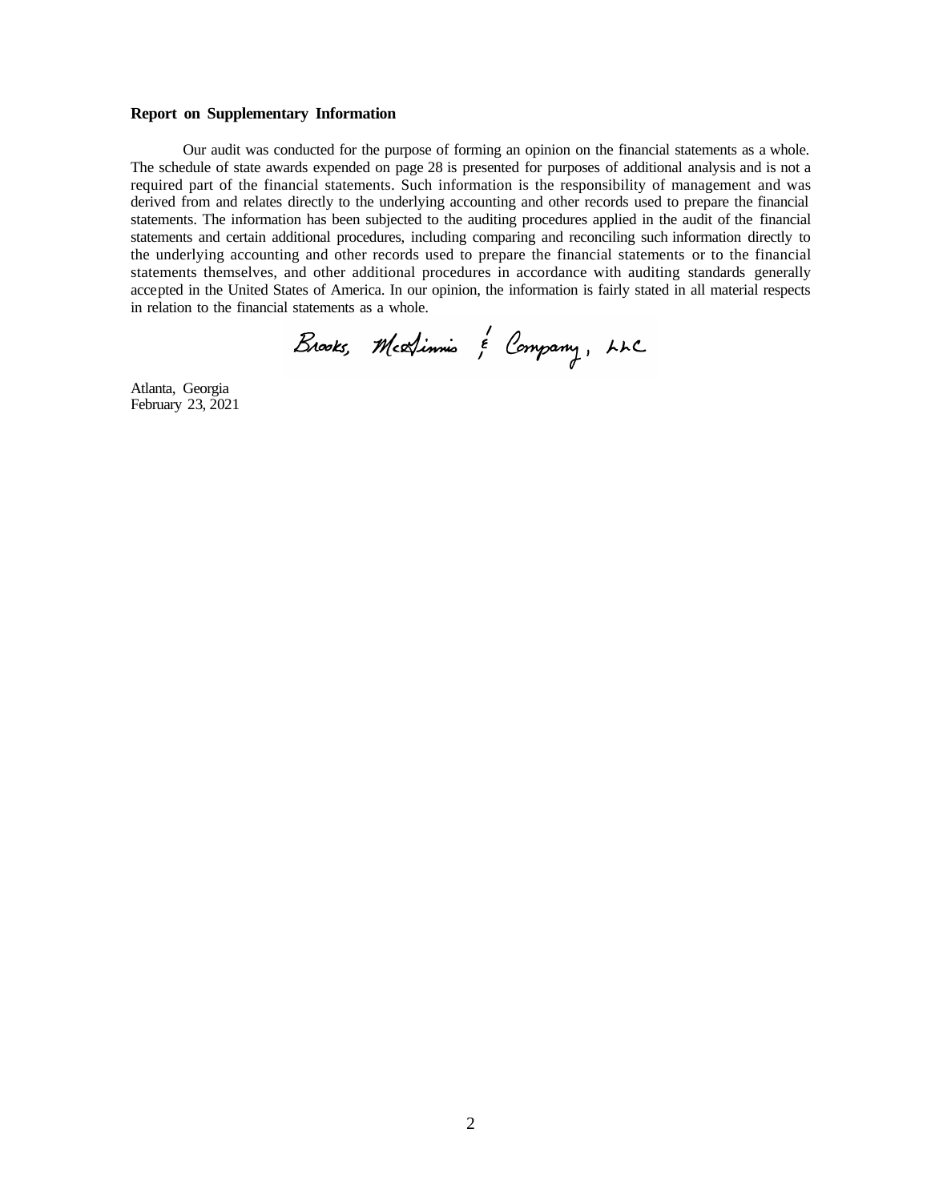**Report on Supplementary Information**

Our audit was conducted for the purpose of forming an opinion on the financial statements as a whole. The schedule of state awards expended on page 28 is presented for purposes of additional analysis and is not a required part of the financial statements. Such information is the responsibility of management and was derived from and relates directly to the underlying accounting and other records used to prepare the financial statements. The information has been subjected to the auditing procedures applied in the audit of the financial statements and certain additional procedures, including comparing and reconciling such information directly to the underlying accounting and other records used to prepare the financial statements or to the financial statements themselves, and other additional procedures in accordance with auditing standards generally accepted in the United States of America. In our opinion, the information is fairly stated in all material respects in relation to the financial statements as a whole.

Brooks, McGinnis & Company, LLC

Atlanta, Georgia
February 23, 2021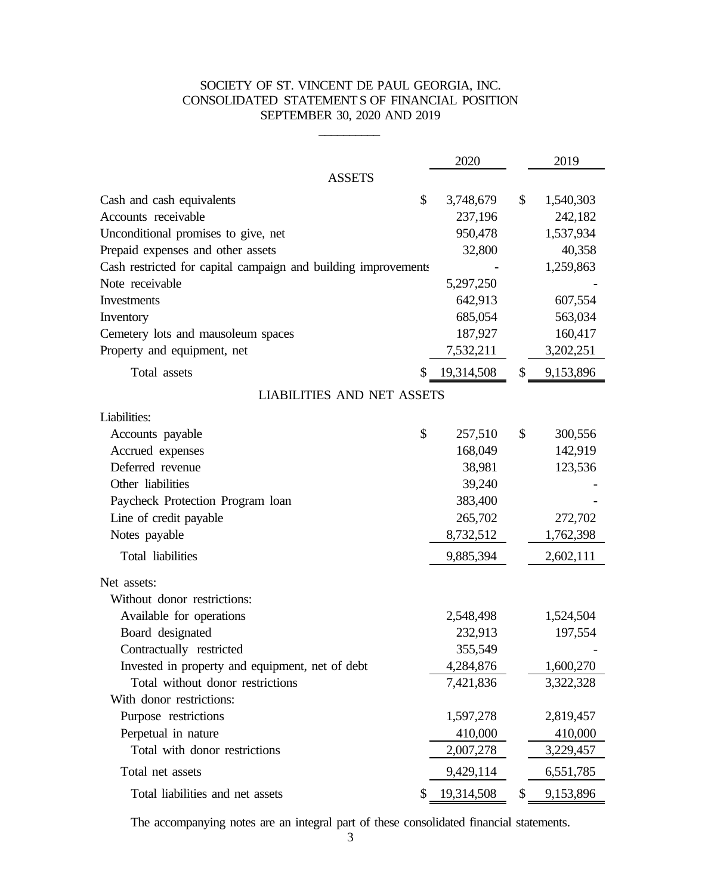# SOCIETY OF ST. VINCENT DE PAUL GEORGIA, INC.
## CONSOLIDATED STATEMENTS OF FINANCIAL POSITION
### SEPTEMBER 30, 2020 AND 2019

| | 2020 | 2019 |
|---|---|---|
| **ASSETS** | | |
| Cash and cash equivalents | $ 3,748,679 | $ 1,540,303 |
| Accounts receivable | 237,196 | 242,182 |
| Unconditional promises to give, net | 950,478 | 1,537,934 |
| Prepaid expenses and other assets | 32,800 | 40,358 |
| Cash restricted for capital campaign and building improvements | - | 1,259,863 |
| Note receivable | 5,297,250 | - |
| Investments | 642,913 | 607,554 |
| Inventory | 685,054 | 563,034 |
| Cemetery lots and mausoleum spaces | 187,927 | 160,417 |
| Property and equipment, net | 7,532,211 | 3,202,251 |
| Total assets | $ 19,314,508 | $ 9,153,896 |
| **LIABILITIES AND NET ASSETS** | | |
| Liabilities: | | |
| Accounts payable | $ 257,510 | $ 300,556 |
| Accrued expenses | 168,049 | 142,919 |
| Deferred revenue | 38,981 | 123,536 |
| Other liabilities | 39,240 | - |
| Paycheck Protection Program loan | 383,400 | - |
| Line of credit payable | 265,702 | 272,702 |
| Notes payable | 8,732,512 | 1,762,398 |
| Total liabilities | 9,885,394 | 2,602,111 |
| Net assets: | | |
| Without donor restrictions: | | |
| Available for operations | 2,548,498 | 1,524,504 |
| Board designated | 232,913 | 197,554 |
| Contractually restricted | 355,549 | - |
| Invested in property and equipment, net of debt | 4,284,876 | 1,600,270 |
| Total without donor restrictions | 7,421,836 | 3,322,328 |
| With donor restrictions: | | |
| Purpose restrictions | 1,597,278 | 2,819,457 |
| Perpetual in nature | 410,000 | 410,000 |
| Total with donor restrictions | 2,007,278 | 3,229,457 |
| Total net assets | 9,429,114 | 6,551,785 |
| Total liabilities and net assets | $ 19,314,508 | $ 9,153,896 |

The accompanying notes are an integral part of these consolidated financial statements.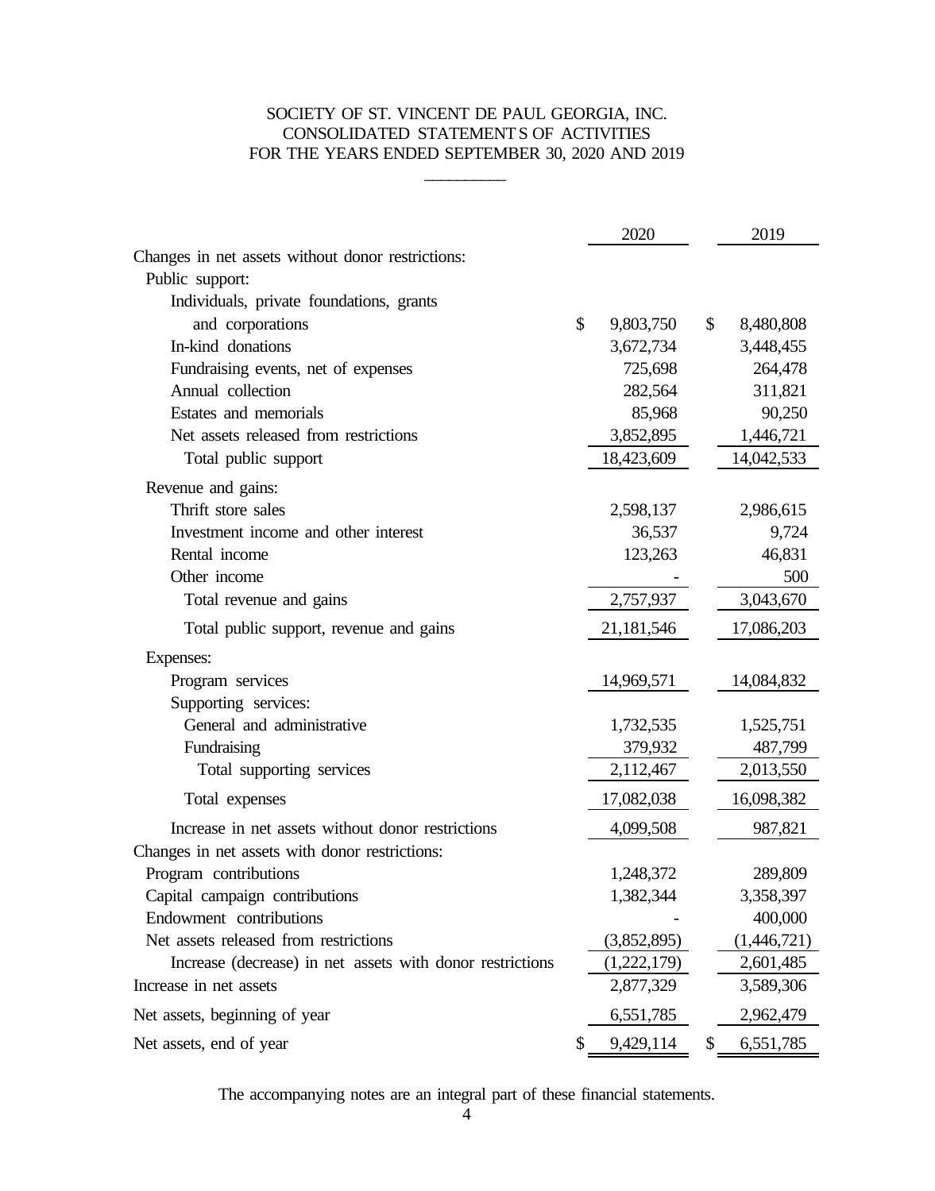# SOCIETY OF ST. VINCENT DE PAUL GEORGIA, INC.
## CONSOLIDATED STATEMENTS OF ACTIVITIES
### FOR THE YEARS ENDED SEPTEMBER 30, 2020 AND 2019

| | 2020 | 2019 |
|---|---|---|
| Changes in net assets without donor restrictions: | | |
| Public support: | | |
| Individuals, private foundations, grants and corporations | $ 9,803,750 | $ 8,480,808 |
| In-kind donations | 3,672,734 | 3,448,455 |
| Fundraising events, net of expenses | 725,698 | 264,478 |
| Annual collection | 282,564 | 311,821 |
| Estates and memorials | 85,968 | 90,250 |
| Net assets released from restrictions | 3,852,895 | 1,446,721 |
| Total public support | 18,423,609 | 14,042,533 |
| Revenue and gains: | | |
| Thrift store sales | 2,598,137 | 2,986,615 |
| Investment income and other interest | 36,537 | 9,724 |
| Rental income | 123,263 | 46,831 |
| Other income | - | 500 |
| Total revenue and gains | 2,757,937 | 3,043,670 |
| Total public support, revenue and gains | 21,181,546 | 17,086,203 |
| Expenses: | | |
| Program services | 14,969,571 | 14,084,832 |
| Supporting services: | | |
| General and administrative | 1,732,535 | 1,525,751 |
| Fundraising | 379,932 | 487,799 |
| Total supporting services | 2,112,467 | 2,013,550 |
| Total expenses | 17,082,038 | 16,098,382 |
| Increase in net assets without donor restrictions | 4,099,508 | 987,821 |
| Changes in net assets with donor restrictions: | | |
| Program contributions | 1,248,372 | 289,809 |
| Capital campaign contributions | 1,382,344 | 3,358,397 |
| Endowment contributions | - | 400,000 |
| Net assets released from restrictions | (3,852,895) | (1,446,721) |
| Increase (decrease) in net assets with donor restrictions | (1,222,179) | 2,601,485 |
| Increase in net assets | 2,877,329 | 3,589,306 |
| Net assets, beginning of year | 6,551,785 | 2,962,479 |
| Net assets, end of year | $ 9,429,114 | $ 6,551,785 |

The accompanying notes are an integral part of these financial statements.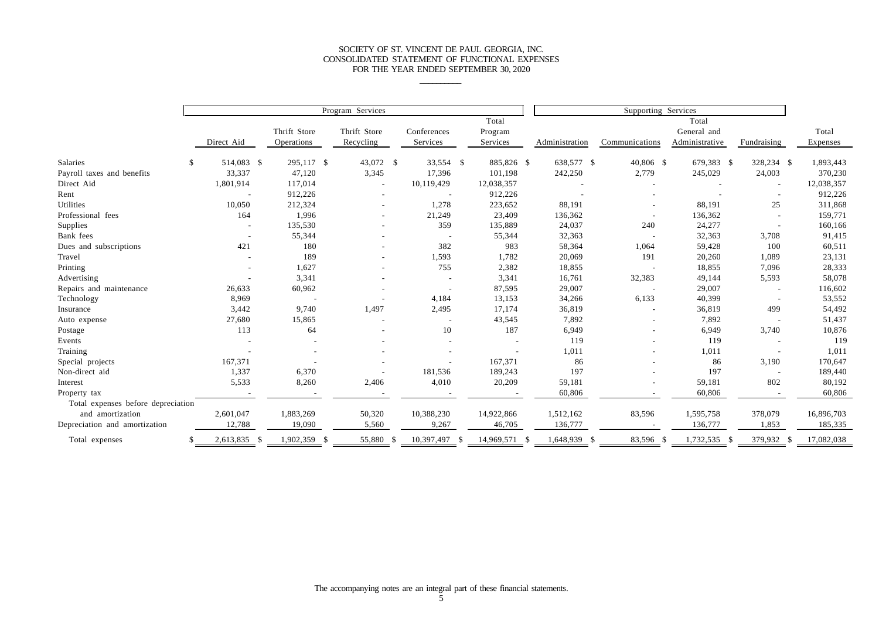SOCIETY OF ST. VINCENT DE PAUL GEORGIA, INC.
CONSOLIDATED STATEMENT OF FUNCTIONAL EXPENSES
FOR THE YEAR ENDED SEPTEMBER 30, 2020

| | Program Services | | | | | Supporting Services | | | | |
|---|---|---|---|---|---|---|---|---|---|---|
| | Direct Aid | Thrift Store Operations | Thrift Store Recycling | Conferences Services | Total Program Services | Administration | Communications | Total General and Administrative | Fundraising | Total Expenses |
| Salaries | $ 514,083 | $ 295,117 | $ 43,072 | $ 33,554 | $ 885,826 | $ 638,577 | $ 40,806 | $ 679,383 | $ 328,234 | $ 1,893,443 |
| Payroll taxes and benefits | 33,337 | 47,120 | 3,345 | 17,396 | 101,198 | 242,250 | 2,779 | 245,029 | 24,003 | 370,230 |
| Direct Aid | 1,801,914 | 117,014 | - | 10,119,429 | 12,038,357 | - | - | - | - | 12,038,357 |
| Rent | - | 912,226 | - | - | 912,226 | - | - | - | - | 912,226 |
| Utilities | 10,050 | 212,324 | - | 1,278 | 223,652 | 88,191 | - | 88,191 | 25 | 311,868 |
| Professional fees | 164 | 1,996 | - | 21,249 | 23,409 | 136,362 | - | 136,362 | - | 159,771 |
| Supplies | - | 135,530 | - | 359 | 135,889 | 24,037 | 240 | 24,277 | - | 160,166 |
| Bank fees | - | 55,344 | - | - | 55,344 | 32,363 | - | 32,363 | 3,708 | 91,415 |
| Dues and subscriptions | 421 | 180 | - | 382 | 983 | 58,364 | 1,064 | 59,428 | 100 | 60,511 |
| Travel | - | 189 | - | 1,593 | 1,782 | 20,069 | 191 | 20,260 | 1,089 | 23,131 |
| Printing | - | 1,627 | - | 755 | 2,382 | 18,855 | - | 18,855 | 7,096 | 28,333 |
| Advertising | - | 3,341 | - | - | 3,341 | 16,761 | 32,383 | 49,144 | 5,593 | 58,078 |
| Repairs and maintenance | 26,633 | 60,962 | - | - | 87,595 | 29,007 | - | 29,007 | - | 116,602 |
| Technology | 8,969 | - | - | 4,184 | 13,153 | 34,266 | 6,133 | 40,399 | - | 53,552 |
| Insurance | 3,442 | 9,740 | 1,497 | 2,495 | 17,174 | 36,819 | - | 36,819 | 499 | 54,492 |
| Auto expense | 27,680 | 15,865 | - | - | 43,545 | 7,892 | - | 7,892 | - | 51,437 |
| Postage | 113 | 64 | - | 10 | 187 | 6,949 | - | 6,949 | 3,740 | 10,876 |
| Events | - | - | - | - | - | 119 | - | 119 | - | 119 |
| Training | - | - | - | - | - | 1,011 | - | 1,011 | - | 1,011 |
| Special projects | 167,371 | - | - | - | 167,371 | 86 | - | 86 | 3,190 | 170,647 |
| Non-direct aid | 1,337 | 6,370 | - | 181,536 | 189,243 | 197 | - | 197 | - | 189,440 |
| Interest | 5,533 | 8,260 | 2,406 | 4,010 | 20,209 | 59,181 | - | 59,181 | 802 | 80,192 |
| Property tax | - | - | - | - | - | 60,806 | - | 60,806 | - | 60,806 |
| Total expenses before depreciation and amortization | 2,601,047 | 1,883,269 | 50,320 | 10,388,230 | 14,922,866 | 1,512,162 | 83,596 | 1,595,758 | 378,079 | 16,896,703 |
| Depreciation and amortization | 12,788 | 19,090 | 5,560 | 9,267 | 46,705 | 136,777 | - | 136,777 | 1,853 | 185,335 |
| Total expenses | $ 2,613,835 | $ 1,902,359 | $ 55,880 | $ 10,397,497 | $ 14,969,571 | $ 1,648,939 | $ 83,596 | $ 1,732,535 | $ 379,932 | $ 17,082,038 |

The accompanying notes are an integral part of these financial statements.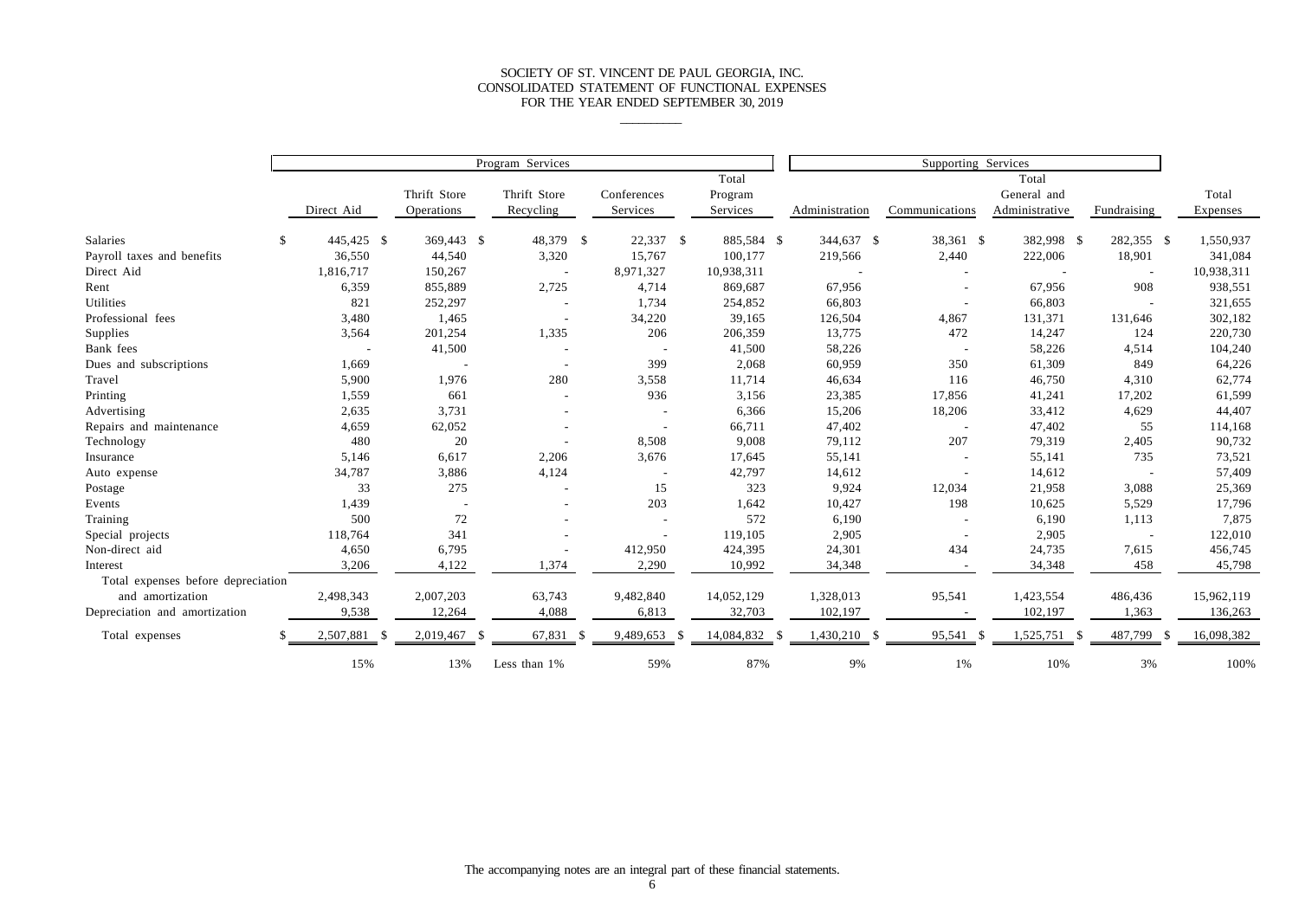SOCIETY OF ST. VINCENT DE PAUL GEORGIA, INC.
CONSOLIDATED STATEMENT OF FUNCTIONAL EXPENSES
FOR THE YEAR ENDED SEPTEMBER 30, 2019

| | Program Services | | | | | Supporting Services | | | | |
|---|---|---|---|---|---|---|---|---|---|---|
| | Direct Aid | Thrift Store Operations | Thrift Store Recycling | Conferences Services | Total Program Services | Administration | Communications | Total General and Administrative | Fundraising | Total Expenses |
| Salaries | $ 445,425 | $ 369,443 | $ 48,379 | $ 22,337 | $ 885,584 | $ 344,637 | $ 38,361 | $ 382,998 | $ 282,355 | $ 1,550,937 |
| Payroll taxes and benefits | 36,550 | 44,540 | 3,320 | 15,767 | 100,177 | 219,566 | 2,440 | 222,006 | 18,901 | 341,084 |
| Direct Aid | 1,816,717 | 150,267 | - | 8,971,327 | 10,938,311 | - | - | - | - | 10,938,311 |
| Rent | 6,359 | 855,889 | 2,725 | 4,714 | 869,687 | 67,956 | - | 67,956 | 908 | 938,551 |
| Utilities | 821 | 252,297 | - | 1,734 | 254,852 | 66,803 | - | 66,803 | - | 321,655 |
| Professional fees | 3,480 | 1,465 | - | 34,220 | 39,165 | 126,504 | 4,867 | 131,371 | 131,646 | 302,182 |
| Supplies | 3,564 | 201,254 | 1,335 | 206 | 206,359 | 13,775 | 472 | 14,247 | 124 | 220,730 |
| Bank fees | - | 41,500 | - | - | 41,500 | 58,226 | - | 58,226 | 4,514 | 104,240 |
| Dues and subscriptions | 1,669 | - | - | 399 | 2,068 | 60,959 | 350 | 61,309 | 849 | 64,226 |
| Travel | 5,900 | 1,976 | 280 | 3,558 | 11,714 | 46,634 | 116 | 46,750 | 4,310 | 62,774 |
| Printing | 1,559 | 661 | - | 936 | 3,156 | 23,385 | 17,856 | 41,241 | 17,202 | 61,599 |
| Advertising | 2,635 | 3,731 | - | - | 6,366 | 15,206 | 18,206 | 33,412 | 4,629 | 44,407 |
| Repairs and maintenance | 4,659 | 62,052 | - | - | 66,711 | 47,402 | - | 47,402 | 55 | 114,168 |
| Technology | 480 | 20 | - | 8,508 | 9,008 | 79,112 | 207 | 79,319 | 2,405 | 90,732 |
| Insurance | 5,146 | 6,617 | 2,206 | 3,676 | 17,645 | 55,141 | - | 55,141 | 735 | 73,521 |
| Auto expense | 34,787 | 3,886 | 4,124 | - | 42,797 | 14,612 | - | 14,612 | - | 57,409 |
| Postage | 33 | 275 | - | 15 | 323 | 9,924 | 12,034 | 21,958 | 3,088 | 25,369 |
| Events | 1,439 | - | - | 203 | 1,642 | 10,427 | 198 | 10,625 | 5,529 | 17,796 |
| Training | 500 | 72 | - | - | 572 | 6,190 | - | 6,190 | 1,113 | 7,875 |
| Special projects | 118,764 | 341 | - | - | 119,105 | 2,905 | - | 2,905 | - | 122,010 |
| Non-direct aid | 4,650 | 6,795 | - | 412,950 | 424,395 | 24,301 | 434 | 24,735 | 7,615 | 456,745 |
| Interest | 3,206 | 4,122 | 1,374 | 2,290 | 10,992 | 34,348 | - | 34,348 | 458 | 45,798 |
| Total expenses before depreciation and amortization | 2,498,343 | 2,007,203 | 63,743 | 9,482,840 | 14,052,129 | 1,328,013 | 95,541 | 1,423,554 | 486,436 | 15,962,119 |
| Depreciation and amortization | 9,538 | 12,264 | 4,088 | 6,813 | 32,703 | 102,197 | - | 102,197 | 1,363 | 136,263 |
| Total expenses | $ 2,507,881 | $ 2,019,467 | $ 67,831 | $ 9,489,653 | $ 14,084,832 | $ 1,430,210 | $ 95,541 | $ 1,525,751 | $ 487,799 | $ 16,098,382 |
| | 15% | 13% | Less than 1% | 59% | 87% | 9% | 1% | 10% | 3% | 100% |

The accompanying notes are an integral part of these financial statements.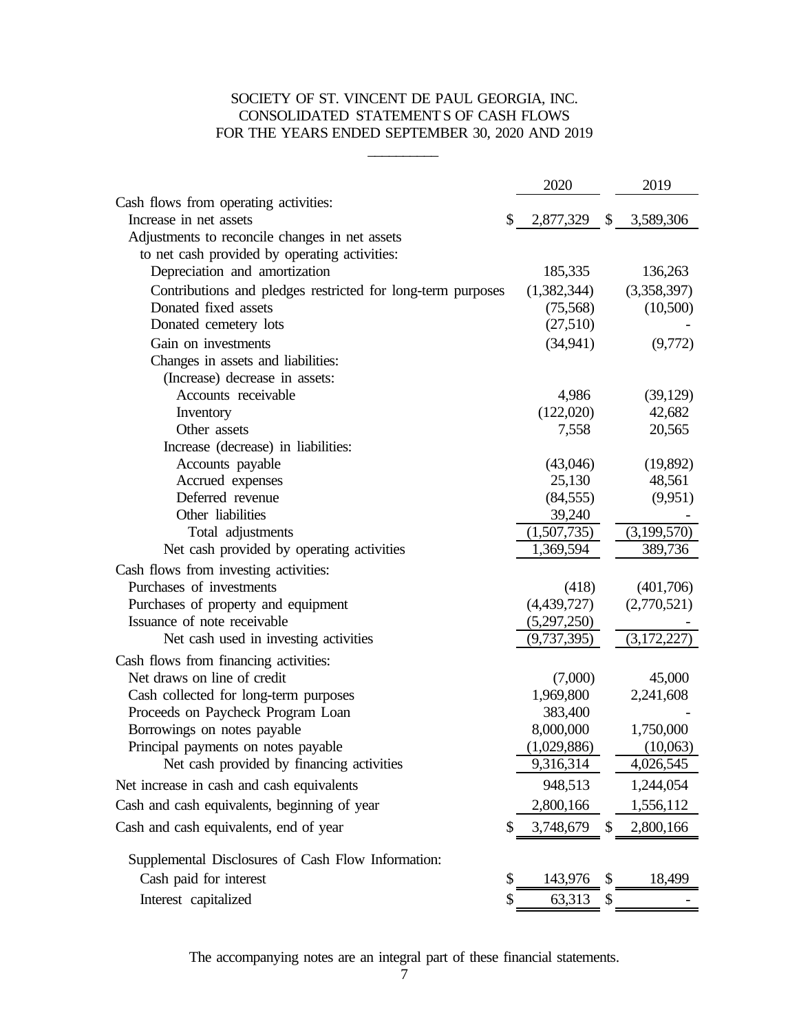# SOCIETY OF ST. VINCENT DE PAUL GEORGIA, INC.
## CONSOLIDATED STATEMENTS OF CASH FLOWS
### FOR THE YEARS ENDED SEPTEMBER 30, 2020 AND 2019

| | 2020 | 2019 |
|---|---|---|
| Cash flows from operating activities: | | |
| Increase in net assets | $ 2,877,329 | $ 3,589,306 |
| Adjustments to reconcile changes in net assets to net cash provided by operating activities: | | |
| Depreciation and amortization | 185,335 | 136,263 |
| Contributions and pledges restricted for long-term purposes | (1,382,344) | (3,358,397) |
| Donated fixed assets | (75,568) | (10,500) |
| Donated cemetery lots | (27,510) | - |
| Gain on investments | (34,941) | (9,772) |
| Changes in assets and liabilities: | | |
| (Increase) decrease in assets: | | |
| Accounts receivable | 4,986 | (39,129) |
| Inventory | (122,020) | 42,682 |
| Other assets | 7,558 | 20,565 |
| Increase (decrease) in liabilities: | | |
| Accounts payable | (43,046) | (19,892) |
| Accrued expenses | 25,130 | 48,561 |
| Deferred revenue | (84,555) | (9,951) |
| Other liabilities | 39,240 | - |
| Total adjustments | (1,507,735) | (3,199,570) |
| Net cash provided by operating activities | 1,369,594 | 389,736 |
| Cash flows from investing activities: | | |
| Purchases of investments | (418) | (401,706) |
| Purchases of property and equipment | (4,439,727) | (2,770,521) |
| Issuance of note receivable | (5,297,250) | - |
| Net cash used in investing activities | (9,737,395) | (3,172,227) |
| Cash flows from financing activities: | | |
| Net draws on line of credit | (7,000) | 45,000 |
| Cash collected for long-term purposes | 1,969,800 | 2,241,608 |
| Proceeds on Paycheck Program Loan | 383,400 | - |
| Borrowings on notes payable | 8,000,000 | 1,750,000 |
| Principal payments on notes payable | (1,029,886) | (10,063) |
| Net cash provided by financing activities | 9,316,314 | 4,026,545 |
| Net increase in cash and cash equivalents | 948,513 | 1,244,054 |
| Cash and cash equivalents, beginning of year | 2,800,166 | 1,556,112 |
| Cash and cash equivalents, end of year | $ 3,748,679 | $ 2,800,166 |
| Supplemental Disclosures of Cash Flow Information: | | |
| Cash paid for interest | $ 143,976 | $ 18,499 |
| Interest capitalized | $ 63,313 | $ - |

The accompanying notes are an integral part of these financial statements.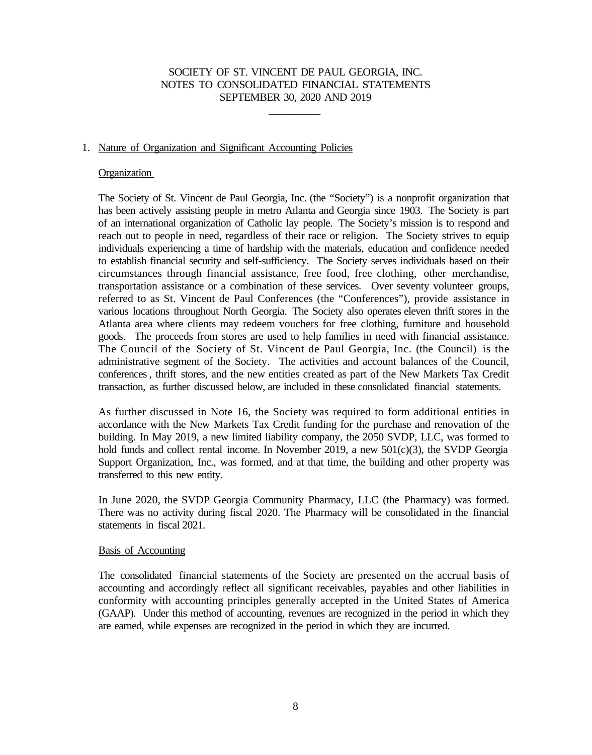SOCIETY OF ST. VINCENT DE PAUL GEORGIA, INC.
NOTES TO CONSOLIDATED FINANCIAL STATEMENTS
SEPTEMBER 30, 2020 AND 2019

## 1. Nature of Organization and Significant Accounting Policies

### Organization

The Society of St. Vincent de Paul Georgia, Inc. (the "Society") is a nonprofit organization that has been actively assisting people in metro Atlanta and Georgia since 1903. The Society is part of an international organization of Catholic lay people. The Society's mission is to respond and reach out to people in need, regardless of their race or religion. The Society strives to equip individuals experiencing a time of hardship with the materials, education and confidence needed to establish financial security and self-sufficiency. The Society serves individuals based on their circumstances through financial assistance, free food, free clothing, other merchandise, transportation assistance or a combination of these services. Over seventy volunteer groups, referred to as St. Vincent de Paul Conferences (the "Conferences"), provide assistance in various locations throughout North Georgia. The Society also operates eleven thrift stores in the Atlanta area where clients may redeem vouchers for free clothing, furniture and household goods. The proceeds from stores are used to help families in need with financial assistance. The Council of the Society of St. Vincent de Paul Georgia, Inc. (the Council) is the administrative segment of the Society. The activities and account balances of the Council, conferences, thrift stores, and the new entities created as part of the New Markets Tax Credit transaction, as further discussed below, are included in these consolidated financial statements.

As further discussed in Note 16, the Society was required to form additional entities in accordance with the New Markets Tax Credit funding for the purchase and renovation of the building. In May 2019, a new limited liability company, the 2050 SVDP, LLC, was formed to hold funds and collect rental income. In November 2019, a new 501(c)(3), the SVDP Georgia Support Organization, Inc., was formed, and at that time, the building and other property was transferred to this new entity.

In June 2020, the SVDP Georgia Community Pharmacy, LLC (the Pharmacy) was formed. There was no activity during fiscal 2020. The Pharmacy will be consolidated in the financial statements in fiscal 2021.

### Basis of Accounting

The consolidated financial statements of the Society are presented on the accrual basis of accounting and accordingly reflect all significant receivables, payables and other liabilities in conformity with accounting principles generally accepted in the United States of America (GAAP). Under this method of accounting, revenues are recognized in the period in which they are earned, while expenses are recognized in the period in which they are incurred.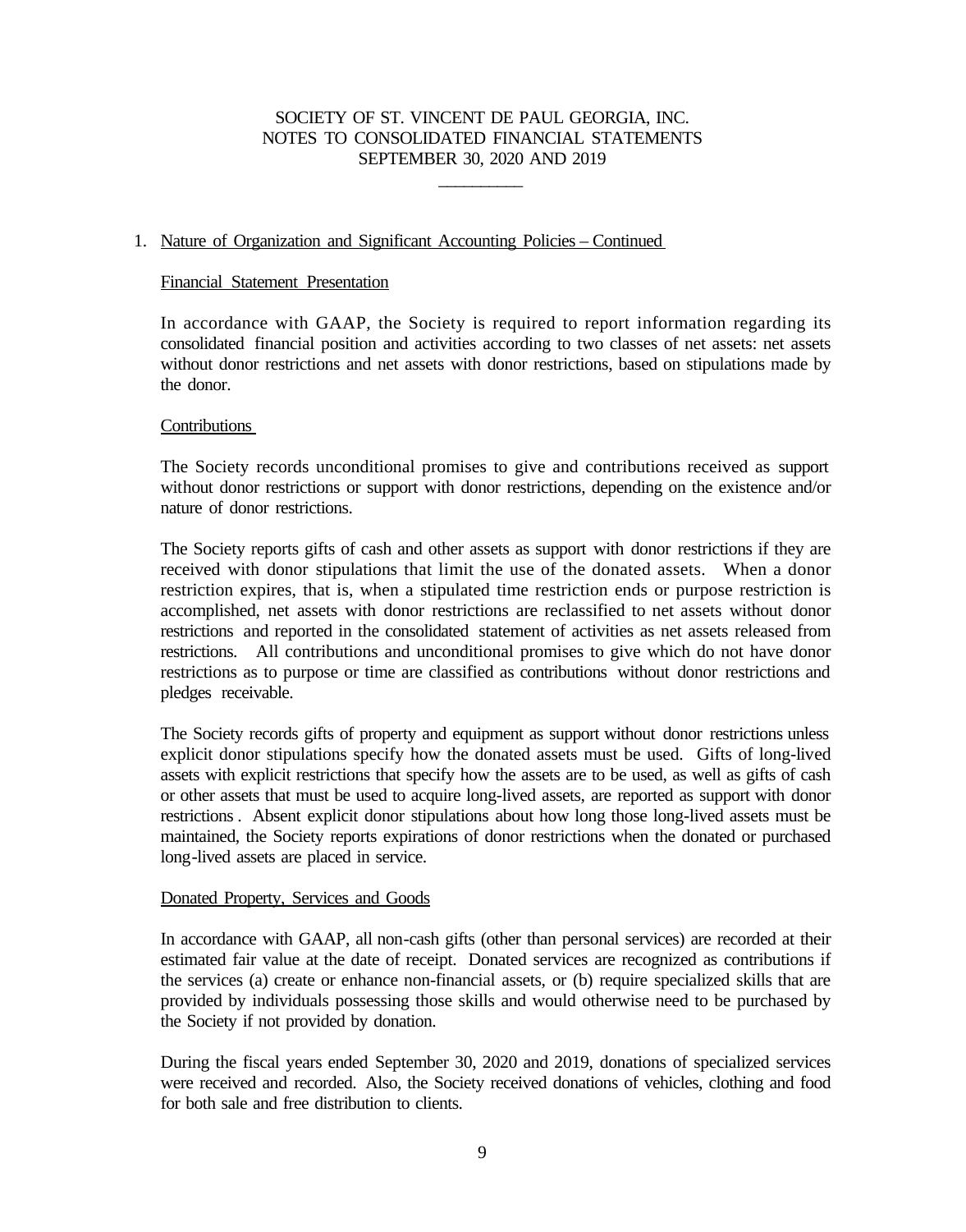SOCIETY OF ST. VINCENT DE PAUL GEORGIA, INC.
NOTES TO CONSOLIDATED FINANCIAL STATEMENTS
SEPTEMBER 30, 2020 AND 2019

1. Nature of Organization and Significant Accounting Policies – Continued

Financial Statement Presentation

In accordance with GAAP, the Society is required to report information regarding its consolidated financial position and activities according to two classes of net assets: net assets without donor restrictions and net assets with donor restrictions, based on stipulations made by the donor.

Contributions

The Society records unconditional promises to give and contributions received as support without donor restrictions or support with donor restrictions, depending on the existence and/or nature of donor restrictions.

The Society reports gifts of cash and other assets as support with donor restrictions if they are received with donor stipulations that limit the use of the donated assets. When a donor restriction expires, that is, when a stipulated time restriction ends or purpose restriction is accomplished, net assets with donor restrictions are reclassified to net assets without donor restrictions and reported in the consolidated statement of activities as net assets released from restrictions. All contributions and unconditional promises to give which do not have donor restrictions as to purpose or time are classified as contributions without donor restrictions and pledges receivable.

The Society records gifts of property and equipment as support without donor restrictions unless explicit donor stipulations specify how the donated assets must be used. Gifts of long-lived assets with explicit restrictions that specify how the assets are to be used, as well as gifts of cash or other assets that must be used to acquire long-lived assets, are reported as support with donor restrictions. Absent explicit donor stipulations about how long those long-lived assets must be maintained, the Society reports expirations of donor restrictions when the donated or purchased long-lived assets are placed in service.

Donated Property, Services and Goods

In accordance with GAAP, all non-cash gifts (other than personal services) are recorded at their estimated fair value at the date of receipt. Donated services are recognized as contributions if the services (a) create or enhance non-financial assets, or (b) require specialized skills that are provided by individuals possessing those skills and would otherwise need to be purchased by the Society if not provided by donation.

During the fiscal years ended September 30, 2020 and 2019, donations of specialized services were received and recorded. Also, the Society received donations of vehicles, clothing and food for both sale and free distribution to clients.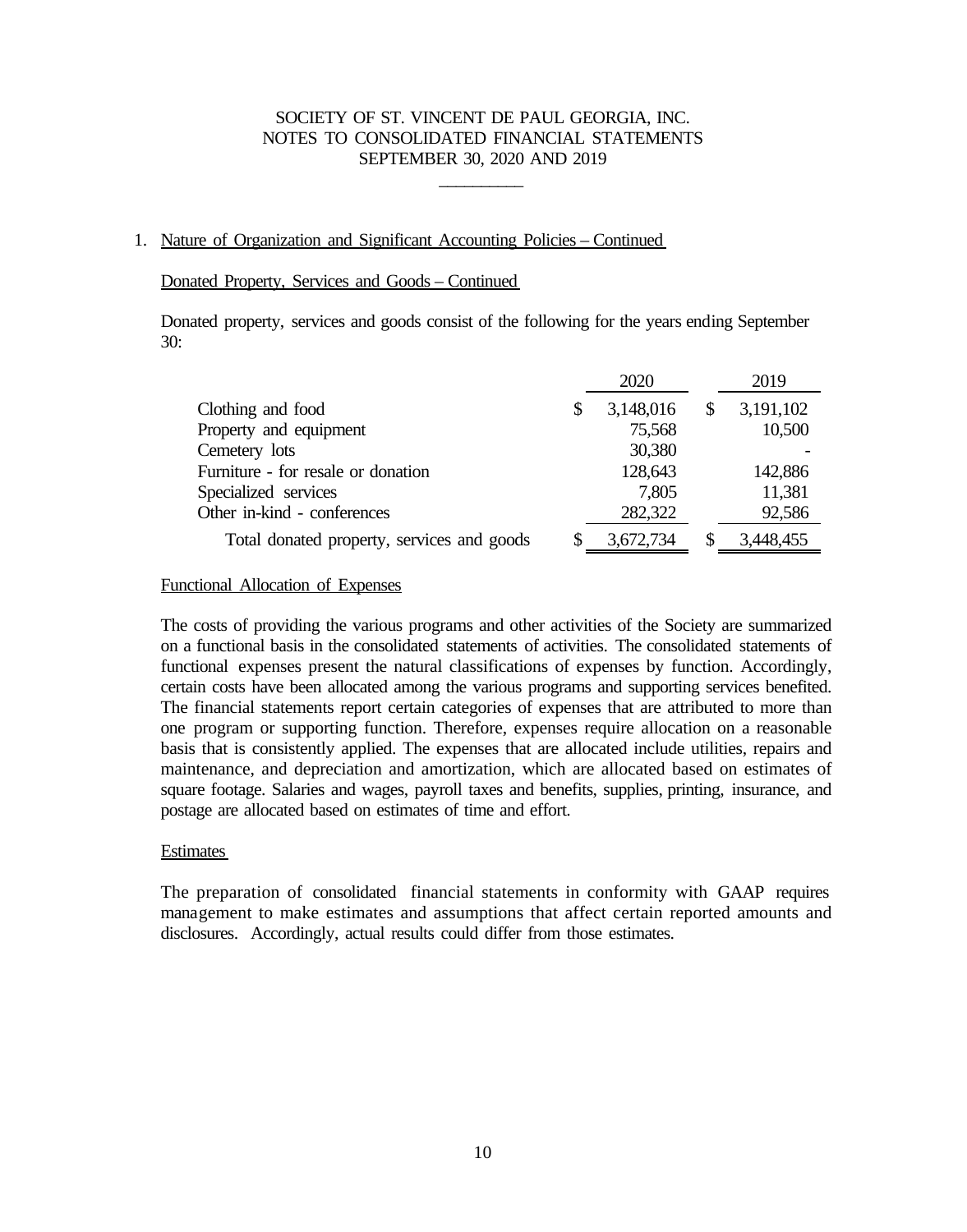SOCIETY OF ST. VINCENT DE PAUL GEORGIA, INC.
NOTES TO CONSOLIDATED FINANCIAL STATEMENTS
SEPTEMBER 30, 2020 AND 2019

1. Nature of Organization and Significant Accounting Policies – Continued

Donated Property, Services and Goods – Continued

Donated property, services and goods consist of the following for the years ending September 30:

| | 2020 | 2019 |
|---|---|---|
| Clothing and food | $ 3,148,016 | $ 3,191,102 |
| Property and equipment | 75,568 | 10,500 |
| Cemetery lots | 30,380 | - |
| Furniture - for resale or donation | 128,643 | 142,886 |
| Specialized services | 7,805 | 11,381 |
| Other in-kind - conferences | 282,322 | 92,586 |
| Total donated property, services and goods | $ 3,672,734 | $ 3,448,455 |

Functional Allocation of Expenses

The costs of providing the various programs and other activities of the Society are summarized on a functional basis in the consolidated statements of activities. The consolidated statements of functional expenses present the natural classifications of expenses by function. Accordingly, certain costs have been allocated among the various programs and supporting services benefited. The financial statements report certain categories of expenses that are attributed to more than one program or supporting function. Therefore, expenses require allocation on a reasonable basis that is consistently applied. The expenses that are allocated include utilities, repairs and maintenance, and depreciation and amortization, which are allocated based on estimates of square footage. Salaries and wages, payroll taxes and benefits, supplies, printing, insurance, and postage are allocated based on estimates of time and effort.

Estimates

The preparation of consolidated financial statements in conformity with GAAP requires management to make estimates and assumptions that affect certain reported amounts and disclosures. Accordingly, actual results could differ from those estimates.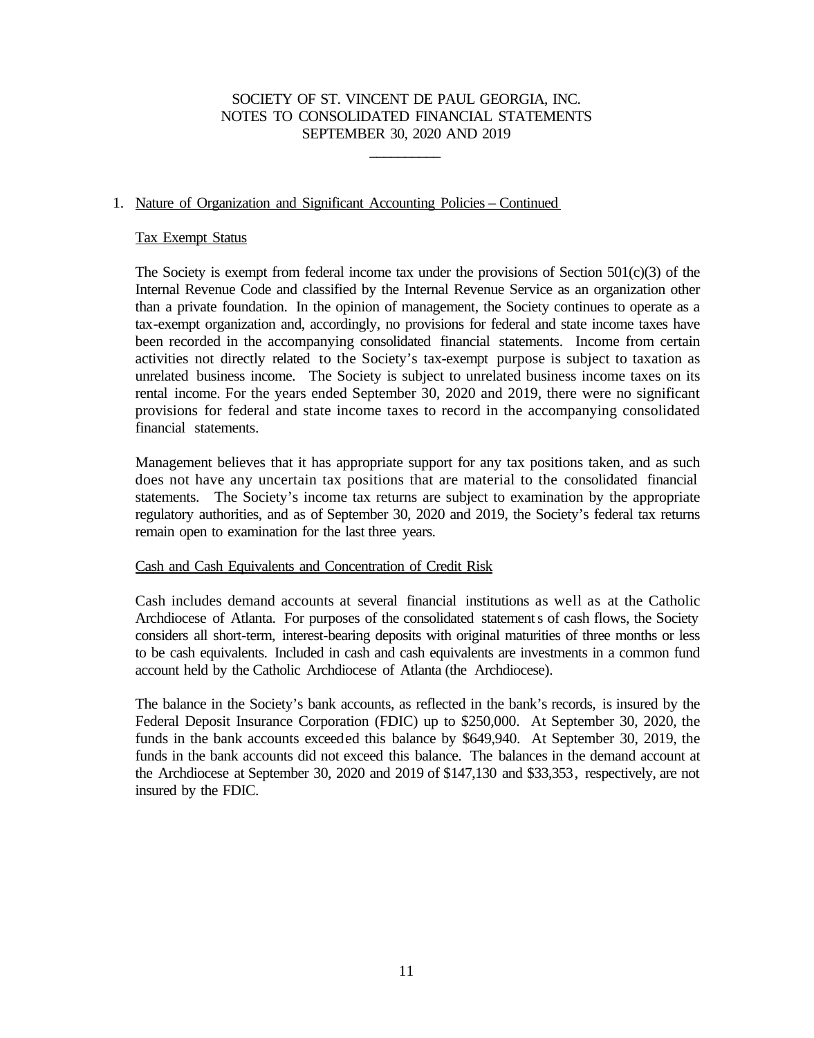SOCIETY OF ST. VINCENT DE PAUL GEORGIA, INC.
NOTES TO CONSOLIDATED FINANCIAL STATEMENTS
SEPTEMBER 30, 2020 AND 2019

1. Nature of Organization and Significant Accounting Policies – Continued

### Tax Exempt Status

The Society is exempt from federal income tax under the provisions of Section 501(c)(3) of the Internal Revenue Code and classified by the Internal Revenue Service as an organization other than a private foundation. In the opinion of management, the Society continues to operate as a tax-exempt organization and, accordingly, no provisions for federal and state income taxes have been recorded in the accompanying consolidated financial statements. Income from certain activities not directly related to the Society's tax-exempt purpose is subject to taxation as unrelated business income. The Society is subject to unrelated business income taxes on its rental income. For the years ended September 30, 2020 and 2019, there were no significant provisions for federal and state income taxes to record in the accompanying consolidated financial statements.

Management believes that it has appropriate support for any tax positions taken, and as such does not have any uncertain tax positions that are material to the consolidated financial statements. The Society's income tax returns are subject to examination by the appropriate regulatory authorities, and as of September 30, 2020 and 2019, the Society's federal tax returns remain open to examination for the last three years.

### Cash and Cash Equivalents and Concentration of Credit Risk

Cash includes demand accounts at several financial institutions as well as at the Catholic Archdiocese of Atlanta. For purposes of the consolidated statements of cash flows, the Society considers all short-term, interest-bearing deposits with original maturities of three months or less to be cash equivalents. Included in cash and cash equivalents are investments in a common fund account held by the Catholic Archdiocese of Atlanta (the Archdiocese).

The balance in the Society's bank accounts, as reflected in the bank's records, is insured by the Federal Deposit Insurance Corporation (FDIC) up to $250,000. At September 30, 2020, the funds in the bank accounts exceeded this balance by $649,940. At September 30, 2019, the funds in the bank accounts did not exceed this balance. The balances in the demand account at the Archdiocese at September 30, 2020 and 2019 of $147,130 and $33,353, respectively, are not insured by the FDIC.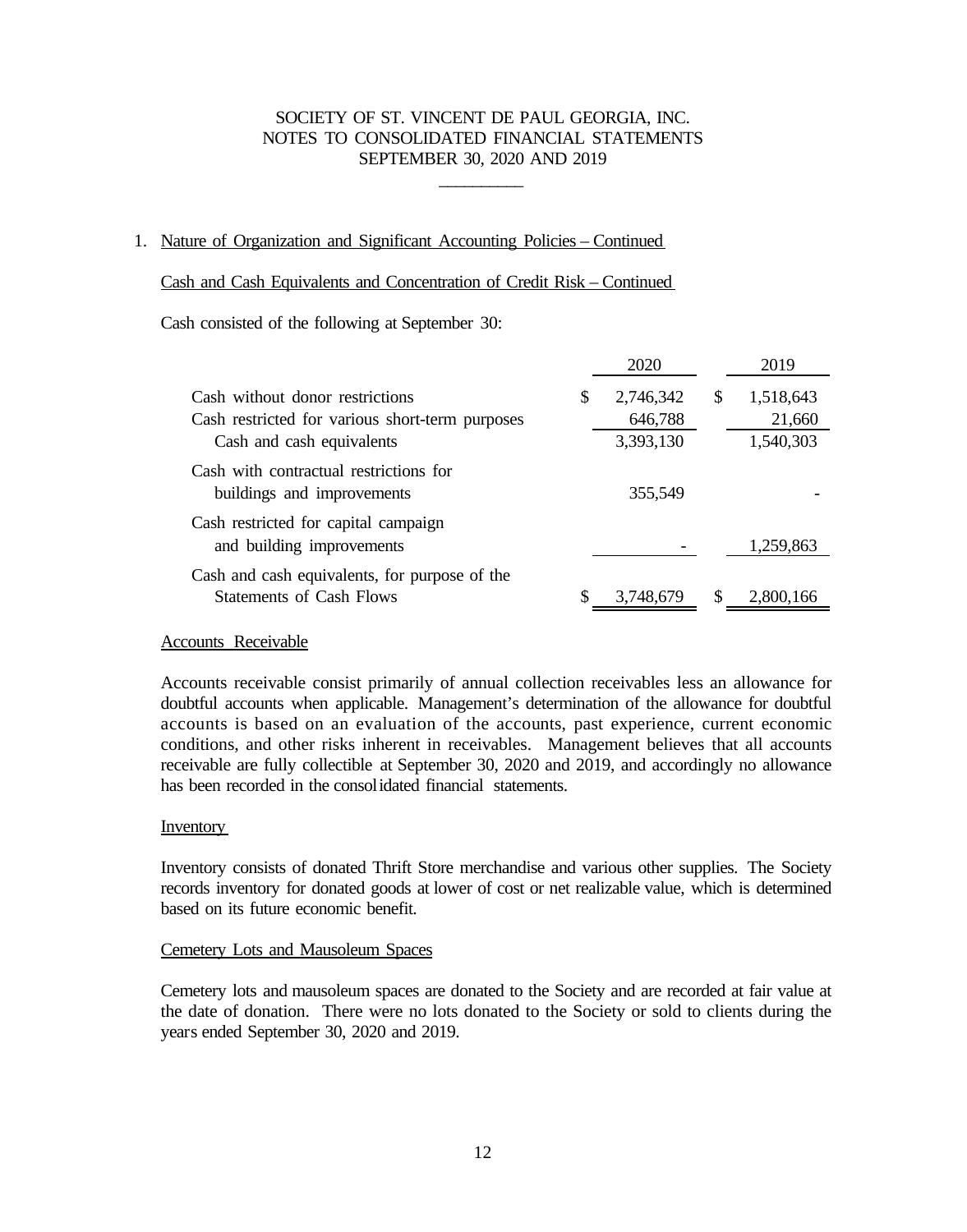SOCIETY OF ST. VINCENT DE PAUL GEORGIA, INC.
NOTES TO CONSOLIDATED FINANCIAL STATEMENTS
SEPTEMBER 30, 2020 AND 2019

1. Nature of Organization and Significant Accounting Policies – Continued

Cash and Cash Equivalents and Concentration of Credit Risk – Continued

Cash consisted of the following at September 30:

| | 2020 | 2019 |
|---|---|---|
| Cash without donor restrictions | $ 2,746,342 | $ 1,518,643 |
| Cash restricted for various short-term purposes | 646,788 | 21,660 |
| Cash and cash equivalents | 3,393,130 | 1,540,303 |
| Cash with contractual restrictions for buildings and improvements | 355,549 | - |
| Cash restricted for capital campaign and building improvements | - | 1,259,863 |
| Cash and cash equivalents, for purpose of the Statements of Cash Flows | $ 3,748,679 | $ 2,800,166 |

Accounts Receivable

Accounts receivable consist primarily of annual collection receivables less an allowance for doubtful accounts when applicable. Management's determination of the allowance for doubtful accounts is based on an evaluation of the accounts, past experience, current economic conditions, and other risks inherent in receivables. Management believes that all accounts receivable are fully collectible at September 30, 2020 and 2019, and accordingly no allowance has been recorded in the consolidated financial statements.

Inventory

Inventory consists of donated Thrift Store merchandise and various other supplies. The Society records inventory for donated goods at lower of cost or net realizable value, which is determined based on its future economic benefit.

Cemetery Lots and Mausoleum Spaces

Cemetery lots and mausoleum spaces are donated to the Society and are recorded at fair value at the date of donation. There were no lots donated to the Society or sold to clients during the years ended September 30, 2020 and 2019.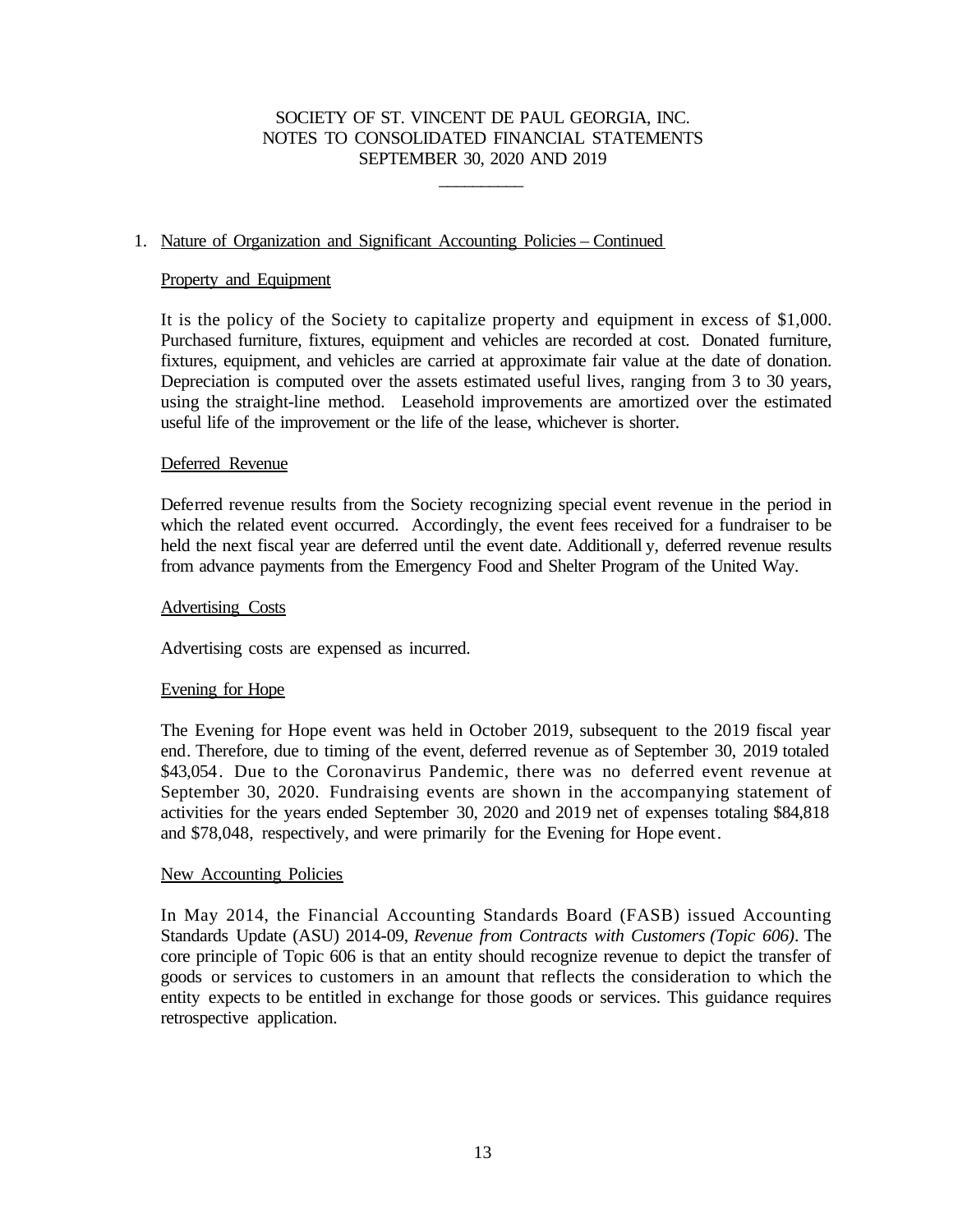SOCIETY OF ST. VINCENT DE PAUL GEORGIA, INC.
NOTES TO CONSOLIDATED FINANCIAL STATEMENTS
SEPTEMBER 30, 2020 AND 2019

1. Nature of Organization and Significant Accounting Policies – Continued

### Property and Equipment

It is the policy of the Society to capitalize property and equipment in excess of $1,000. Purchased furniture, fixtures, equipment and vehicles are recorded at cost. Donated furniture, fixtures, equipment, and vehicles are carried at approximate fair value at the date of donation. Depreciation is computed over the assets estimated useful lives, ranging from 3 to 30 years, using the straight-line method. Leasehold improvements are amortized over the estimated useful life of the improvement or the life of the lease, whichever is shorter.

### Deferred Revenue

Deferred revenue results from the Society recognizing special event revenue in the period in which the related event occurred. Accordingly, the event fees received for a fundraiser to be held the next fiscal year are deferred until the event date. Additionally, deferred revenue results from advance payments from the Emergency Food and Shelter Program of the United Way.

### Advertising Costs

Advertising costs are expensed as incurred.

### Evening for Hope

The Evening for Hope event was held in October 2019, subsequent to the 2019 fiscal year end. Therefore, due to timing of the event, deferred revenue as of September 30, 2019 totaled $43,054. Due to the Coronavirus Pandemic, there was no deferred event revenue at September 30, 2020. Fundraising events are shown in the accompanying statement of activities for the years ended September 30, 2020 and 2019 net of expenses totaling $84,818 and $78,048, respectively, and were primarily for the Evening for Hope event.

### New Accounting Policies

In May 2014, the Financial Accounting Standards Board (FASB) issued Accounting Standards Update (ASU) 2014-09, *Revenue from Contracts with Customers (Topic 606)*. The core principle of Topic 606 is that an entity should recognize revenue to depict the transfer of goods or services to customers in an amount that reflects the consideration to which the entity expects to be entitled in exchange for those goods or services. This guidance requires retrospective application.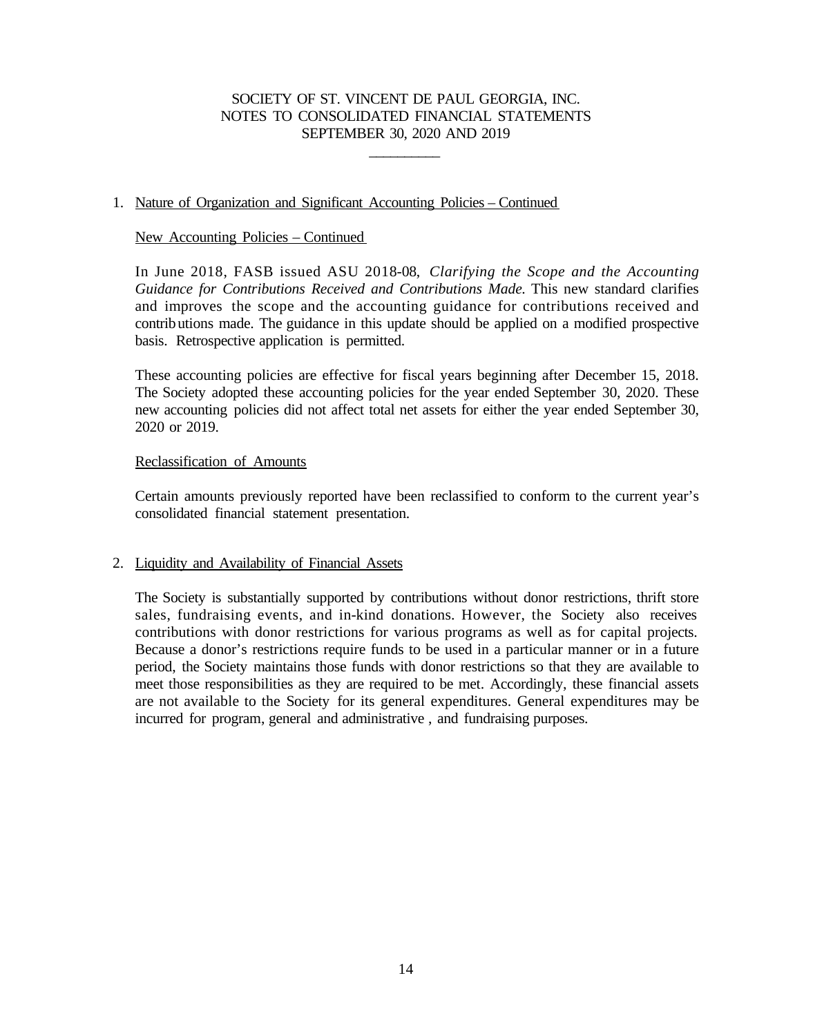SOCIETY OF ST. VINCENT DE PAUL GEORGIA, INC.
NOTES TO CONSOLIDATED FINANCIAL STATEMENTS
SEPTEMBER 30, 2020 AND 2019

1. Nature of Organization and Significant Accounting Policies – Continued

New Accounting Policies – Continued

In June 2018, FASB issued ASU 2018-08, *Clarifying the Scope and the Accounting Guidance for Contributions Received and Contributions Made.* This new standard clarifies and improves the scope and the accounting guidance for contributions received and contributions made. The guidance in this update should be applied on a modified prospective basis. Retrospective application is permitted.

These accounting policies are effective for fiscal years beginning after December 15, 2018. The Society adopted these accounting policies for the year ended September 30, 2020. These new accounting policies did not affect total net assets for either the year ended September 30, 2020 or 2019.

Reclassification of Amounts

Certain amounts previously reported have been reclassified to conform to the current year's consolidated financial statement presentation.

2. Liquidity and Availability of Financial Assets

The Society is substantially supported by contributions without donor restrictions, thrift store sales, fundraising events, and in-kind donations. However, the Society also receives contributions with donor restrictions for various programs as well as for capital projects. Because a donor's restrictions require funds to be used in a particular manner or in a future period, the Society maintains those funds with donor restrictions so that they are available to meet those responsibilities as they are required to be met. Accordingly, these financial assets are not available to the Society for its general expenditures. General expenditures may be incurred for program, general and administrative , and fundraising purposes.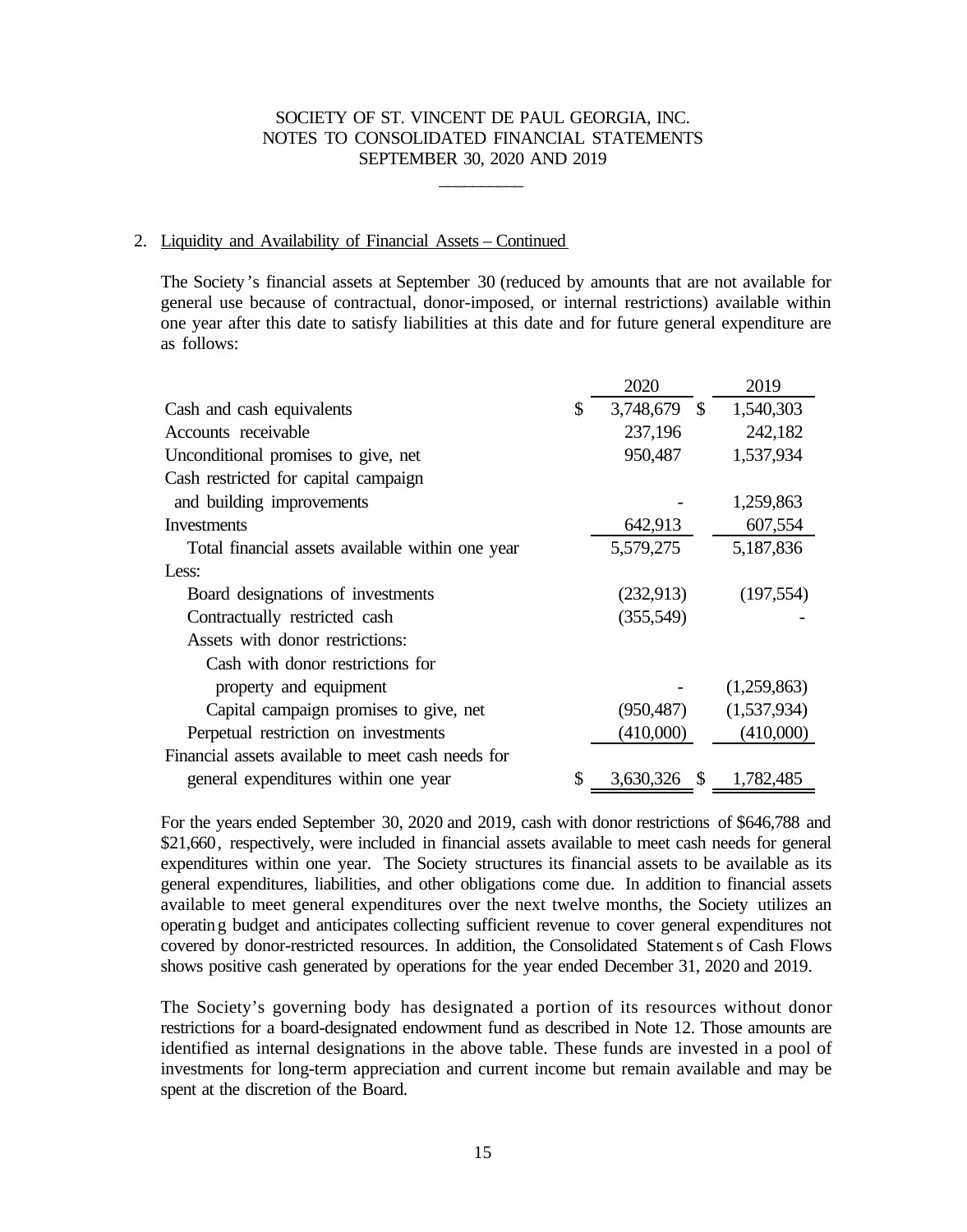SOCIETY OF ST. VINCENT DE PAUL GEORGIA, INC.
NOTES TO CONSOLIDATED FINANCIAL STATEMENTS
SEPTEMBER 30, 2020 AND 2019

2. Liquidity and Availability of Financial Assets – Continued

The Society's financial assets at September 30 (reduced by amounts that are not available for general use because of contractual, donor-imposed, or internal restrictions) available within one year after this date to satisfy liabilities at this date and for future general expenditure are as follows:

| | 2020 | 2019 |
|---|---|---|
| Cash and cash equivalents | $ 3,748,679 | $ 1,540,303 |
| Accounts receivable | 237,196 | 242,182 |
| Unconditional promises to give, net | 950,487 | 1,537,934 |
| Cash restricted for capital campaign and building improvements | - | 1,259,863 |
| Investments | 642,913 | 607,554 |
| Total financial assets available within one year | 5,579,275 | 5,187,836 |
| Less: | | |
| Board designations of investments | (232,913) | (197,554) |
| Contractually restricted cash | (355,549) | - |
| Assets with donor restrictions: | | |
| Cash with donor restrictions for property and equipment | - | (1,259,863) |
| Capital campaign promises to give, net | (950,487) | (1,537,934) |
| Perpetual restriction on investments | (410,000) | (410,000) |
| Financial assets available to meet cash needs for general expenditures within one year | $ 3,630,326 | $ 1,782,485 |

For the years ended September 30, 2020 and 2019, cash with donor restrictions of $646,788 and $21,660, respectively, were included in financial assets available to meet cash needs for general expenditures within one year. The Society structures its financial assets to be available as its general expenditures, liabilities, and other obligations come due. In addition to financial assets available to meet general expenditures over the next twelve months, the Society utilizes an operating budget and anticipates collecting sufficient revenue to cover general expenditures not covered by donor-restricted resources. In addition, the Consolidated Statements of Cash Flows shows positive cash generated by operations for the year ended December 31, 2020 and 2019.

The Society's governing body has designated a portion of its resources without donor restrictions for a board-designated endowment fund as described in Note 12. Those amounts are identified as internal designations in the above table. These funds are invested in a pool of investments for long-term appreciation and current income but remain available and may be spent at the discretion of the Board.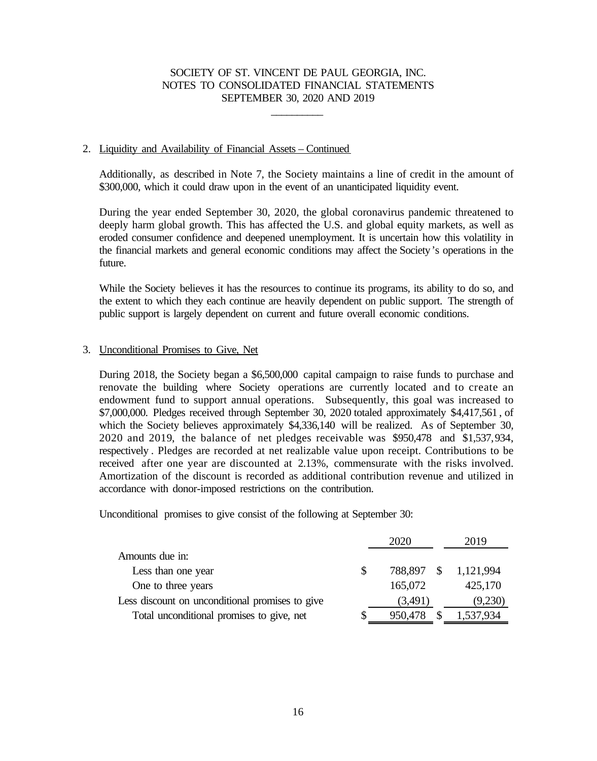SOCIETY OF ST. VINCENT DE PAUL GEORGIA, INC.
NOTES TO CONSOLIDATED FINANCIAL STATEMENTS
SEPTEMBER 30, 2020 AND 2019

2. Liquidity and Availability of Financial Assets – Continued

Additionally, as described in Note 7, the Society maintains a line of credit in the amount of $300,000, which it could draw upon in the event of an unanticipated liquidity event.

During the year ended September 30, 2020, the global coronavirus pandemic threatened to deeply harm global growth. This has affected the U.S. and global equity markets, as well as eroded consumer confidence and deepened unemployment. It is uncertain how this volatility in the financial markets and general economic conditions may affect the Society's operations in the future.

While the Society believes it has the resources to continue its programs, its ability to do so, and the extent to which they each continue are heavily dependent on public support. The strength of public support is largely dependent on current and future overall economic conditions.

3. Unconditional Promises to Give, Net

During 2018, the Society began a $6,500,000 capital campaign to raise funds to purchase and renovate the building where Society operations are currently located and to create an endowment fund to support annual operations. Subsequently, this goal was increased to $7,000,000. Pledges received through September 30, 2020 totaled approximately $4,417,561, of which the Society believes approximately $4,336,140 will be realized. As of September 30, 2020 and 2019, the balance of net pledges receivable was $950,478 and $1,537,934, respectively. Pledges are recorded at net realizable value upon receipt. Contributions to be received after one year are discounted at 2.13%, commensurate with the risks involved. Amortization of the discount is recorded as additional contribution revenue and utilized in accordance with donor-imposed restrictions on the contribution.

Unconditional promises to give consist of the following at September 30:

| | 2020 | 2019 |
|---|---|---|
| Amounts due in: | | |
| Less than one year | $ 788,897 | $ 1,121,994 |
| One to three years | 165,072 | 425,170 |
| Less discount on unconditional promises to give | (3,491) | (9,230) |
| Total unconditional promises to give, net | $ 950,478 | $ 1,537,934 |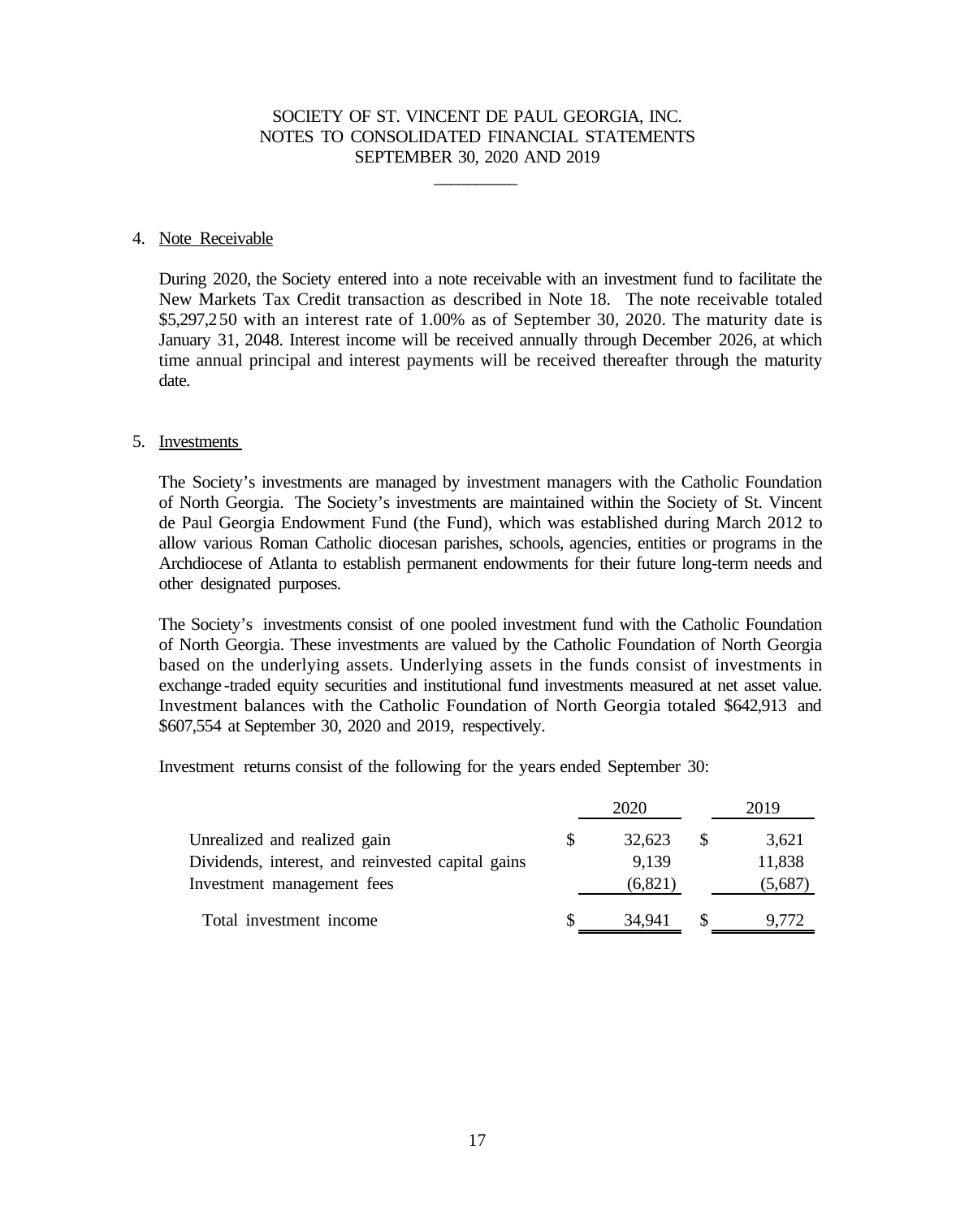# SOCIETY OF ST. VINCENT DE PAUL GEORGIA, INC.
## NOTES TO CONSOLIDATED FINANCIAL STATEMENTS
## SEPTEMBER 30, 2020 AND 2019

4. Note Receivable

During 2020, the Society entered into a note receivable with an investment fund to facilitate the New Markets Tax Credit transaction as described in Note 18. The note receivable totaled $5,297,250 with an interest rate of 1.00% as of September 30, 2020. The maturity date is January 31, 2048. Interest income will be received annually through December 2026, at which time annual principal and interest payments will be received thereafter through the maturity date.

5. Investments

The Society's investments are managed by investment managers with the Catholic Foundation of North Georgia. The Society's investments are maintained within the Society of St. Vincent de Paul Georgia Endowment Fund (the Fund), which was established during March 2012 to allow various Roman Catholic diocesan parishes, schools, agencies, entities or programs in the Archdiocese of Atlanta to establish permanent endowments for their future long-term needs and other designated purposes.

The Society's investments consist of one pooled investment fund with the Catholic Foundation of North Georgia. These investments are valued by the Catholic Foundation of North Georgia based on the underlying assets. Underlying assets in the funds consist of investments in exchange-traded equity securities and institutional fund investments measured at net asset value. Investment balances with the Catholic Foundation of North Georgia totaled $642,913 and $607,554 at September 30, 2020 and 2019, respectively.

Investment returns consist of the following for the years ended September 30:

| | 2020 | 2019 |
|---|---|---|
| Unrealized and realized gain | $ 32,623 | $ 3,621 |
| Dividends, interest, and reinvested capital gains | 9,139 | 11,838 |
| Investment management fees | (6,821) | (5,687) |
| Total investment income | $ 34,941 | $ 9,772 |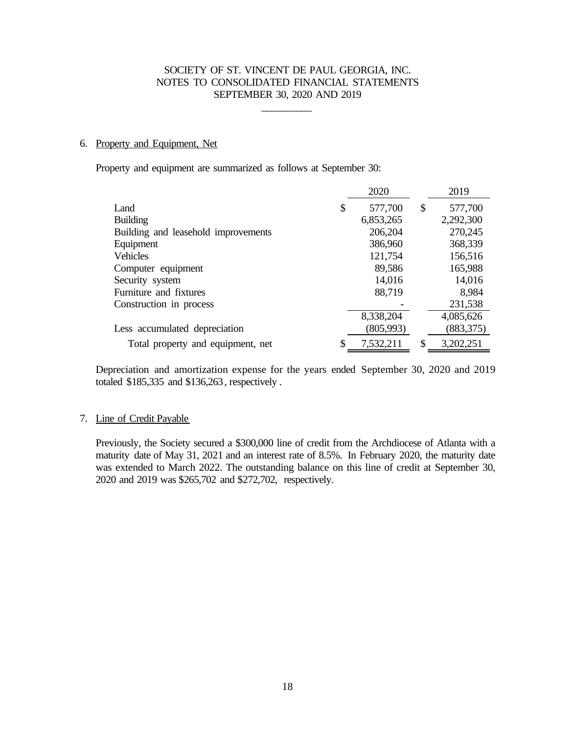SOCIETY OF ST. VINCENT DE PAUL GEORGIA, INC.
NOTES TO CONSOLIDATED FINANCIAL STATEMENTS
SEPTEMBER 30, 2020 AND 2019

## 6. Property and Equipment, Net

Property and equipment are summarized as follows at September 30:

| | 2020 | 2019 |
|---|---|---|
| Land | $ 577,700 | $ 577,700 |
| Building | 6,853,265 | 2,292,300 |
| Building and leasehold improvements | 206,204 | 270,245 |
| Equipment | 386,960 | 368,339 |
| Vehicles | 121,754 | 156,516 |
| Computer equipment | 89,586 | 165,988 |
| Security system | 14,016 | 14,016 |
| Furniture and fixtures | 88,719 | 8,984 |
| Construction in process | - | 231,538 |
| | 8,338,204 | 4,085,626 |
| Less accumulated depreciation | (805,993) | (883,375) |
| Total property and equipment, net | $ 7,532,211 | $ 3,202,251 |

Depreciation and amortization expense for the years ended September 30, 2020 and 2019 totaled $185,335 and $136,263, respectively.

## 7. Line of Credit Payable

Previously, the Society secured a $300,000 line of credit from the Archdiocese of Atlanta with a maturity date of May 31, 2021 and an interest rate of 8.5%. In February 2020, the maturity date was extended to March 2022. The outstanding balance on this line of credit at September 30, 2020 and 2019 was $265,702 and $272,702, respectively.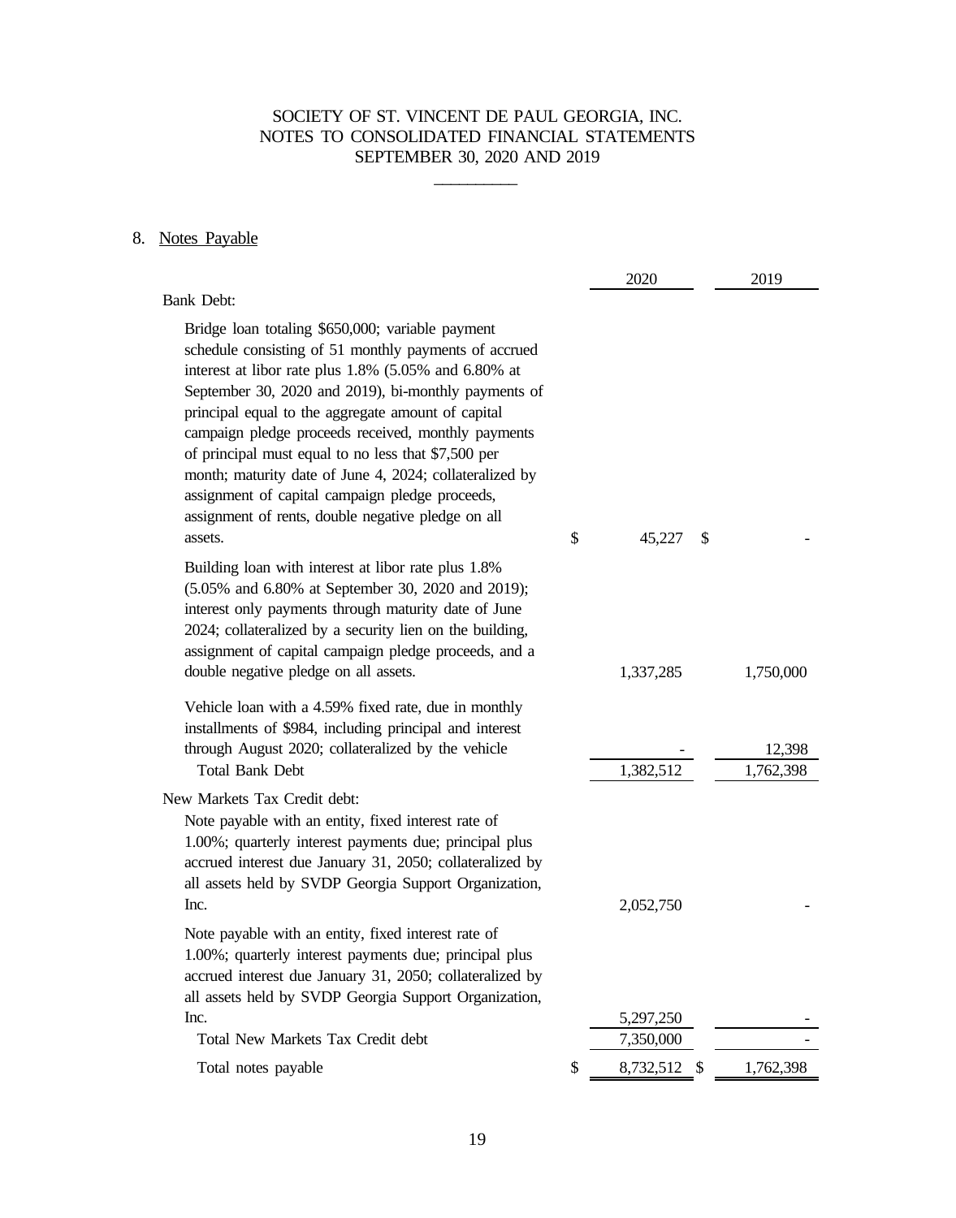SOCIETY OF ST. VINCENT DE PAUL GEORGIA, INC.
NOTES TO CONSOLIDATED FINANCIAL STATEMENTS
SEPTEMBER 30, 2020 AND 2019

## 8. Notes Payable

| | 2020 | 2019 |
|---|---|---|
| **Bank Debt:** | | |
| Bridge loan totaling $650,000; variable payment schedule consisting of 51 monthly payments of accrued interest at libor rate plus 1.8% (5.05% and 6.80% at September 30, 2020 and 2019), bi-monthly payments of principal equal to the aggregate amount of capital campaign pledge proceeds received, monthly payments of principal must equal to no less that $7,500 per month; maturity date of June 4, 2024; collateralized by assignment of capital campaign pledge proceeds, assignment of rents, double negative pledge on all assets. | $ 45,227 | $ - |
| Building loan with interest at libor rate plus 1.8% (5.05% and 6.80% at September 30, 2020 and 2019); interest only payments through maturity date of June 2024; collateralized by a security lien on the building, assignment of capital campaign pledge proceeds, and a double negative pledge on all assets. | 1,337,285 | 1,750,000 |
| Vehicle loan with a 4.59% fixed rate, due in monthly installments of $984, including principal and interest through August 2020; collateralized by the vehicle | - | 12,398 |
| Total Bank Debt | 1,382,512 | 1,762,398 |
| **New Markets Tax Credit debt:** | | |
| Note payable with an entity, fixed interest rate of 1.00%; quarterly interest payments due; principal plus accrued interest due January 31, 2050; collateralized by all assets held by SVDP Georgia Support Organization, Inc. | 2,052,750 | - |
| Note payable with an entity, fixed interest rate of 1.00%; quarterly interest payments due; principal plus accrued interest due January 31, 2050; collateralized by all assets held by SVDP Georgia Support Organization, Inc. | 5,297,250 | - |
| Total New Markets Tax Credit debt | 7,350,000 | - |
| Total notes payable | $ 8,732,512 | $ 1,762,398 |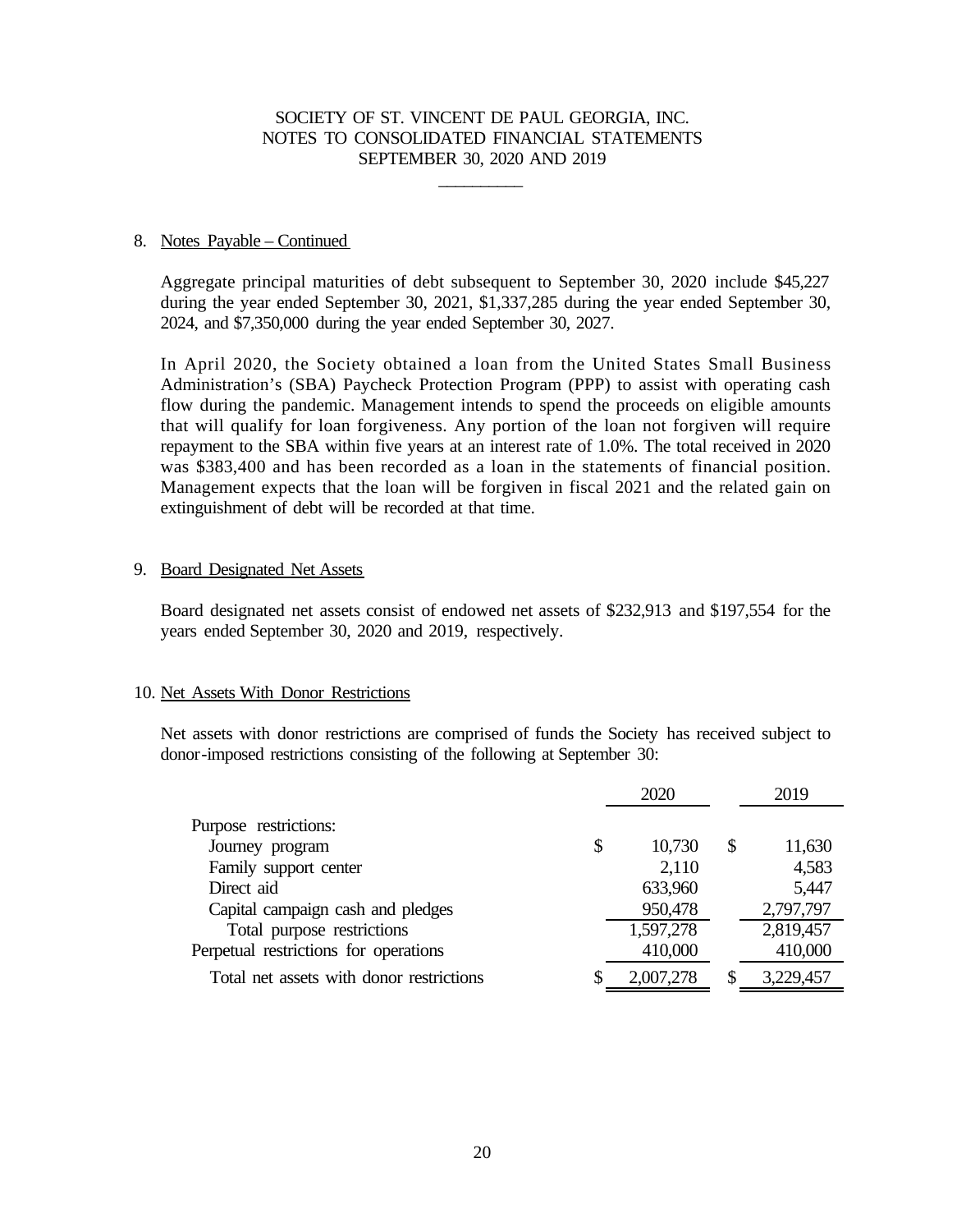SOCIETY OF ST. VINCENT DE PAUL GEORGIA, INC.
NOTES TO CONSOLIDATED FINANCIAL STATEMENTS
SEPTEMBER 30, 2020 AND 2019

## 8. Notes Payable – Continued

Aggregate principal maturities of debt subsequent to September 30, 2020 include $45,227 during the year ended September 30, 2021, $1,337,285 during the year ended September 30, 2024, and $7,350,000 during the year ended September 30, 2027.

In April 2020, the Society obtained a loan from the United States Small Business Administration's (SBA) Paycheck Protection Program (PPP) to assist with operating cash flow during the pandemic. Management intends to spend the proceeds on eligible amounts that will qualify for loan forgiveness. Any portion of the loan not forgiven will require repayment to the SBA within five years at an interest rate of 1.0%. The total received in 2020 was $383,400 and has been recorded as a loan in the statements of financial position. Management expects that the loan will be forgiven in fiscal 2021 and the related gain on extinguishment of debt will be recorded at that time.

## 9. Board Designated Net Assets

Board designated net assets consist of endowed net assets of $232,913 and $197,554 for the years ended September 30, 2020 and 2019, respectively.

## 10. Net Assets With Donor Restrictions

Net assets with donor restrictions are comprised of funds the Society has received subject to donor-imposed restrictions consisting of the following at September 30:

| | 2020 | 2019 |
|---|---|---|
| Purpose restrictions: | | |
| Journey program | $ 10,730 | $ 11,630 |
| Family support center | 2,110 | 4,583 |
| Direct aid | 633,960 | 5,447 |
| Capital campaign cash and pledges | 950,478 | 2,797,797 |
| Total purpose restrictions | 1,597,278 | 2,819,457 |
| Perpetual restrictions for operations | 410,000 | 410,000 |
| Total net assets with donor restrictions | $ 2,007,278 | $ 3,229,457 |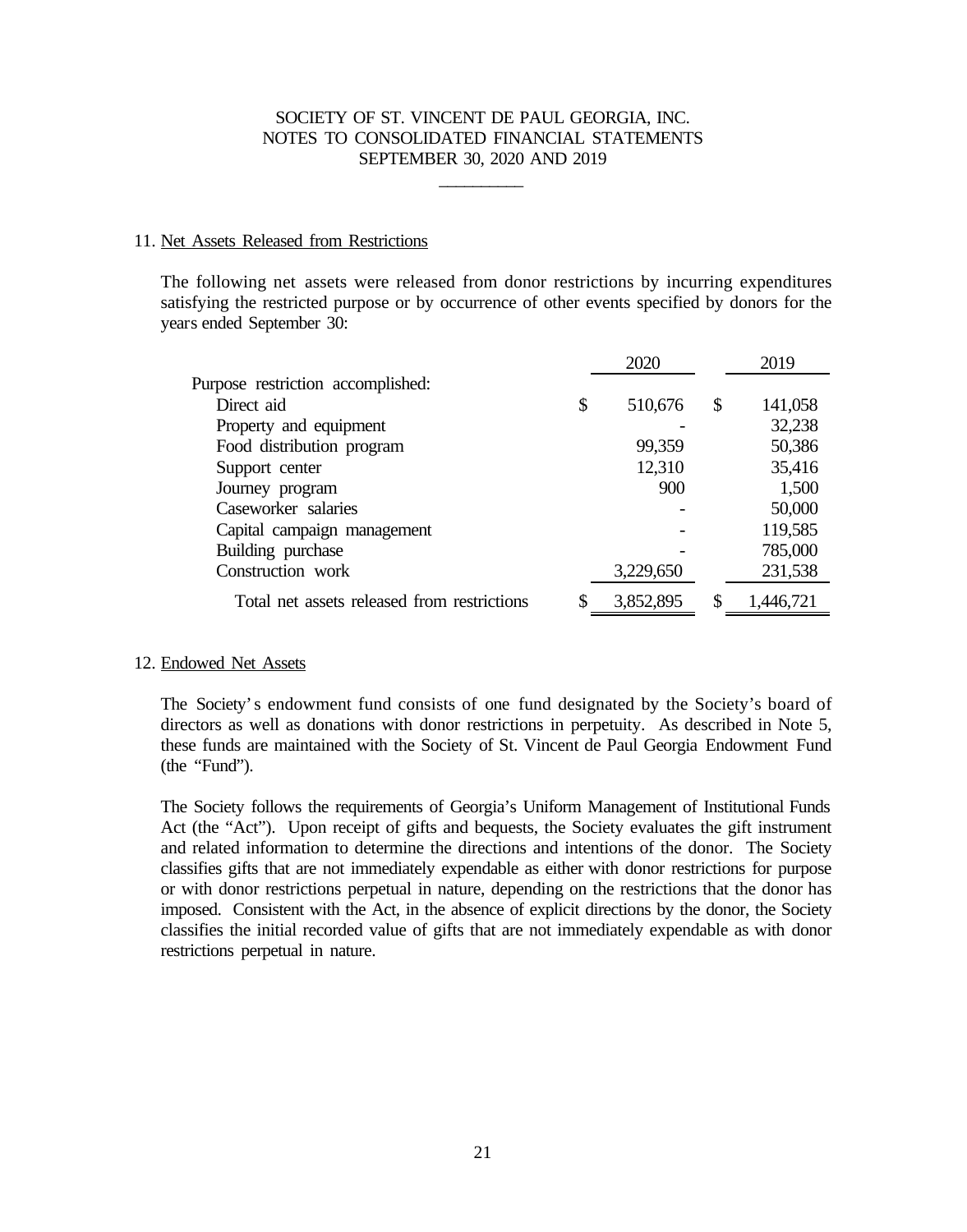SOCIETY OF ST. VINCENT DE PAUL GEORGIA, INC.
NOTES TO CONSOLIDATED FINANCIAL STATEMENTS
SEPTEMBER 30, 2020 AND 2019

## 11. Net Assets Released from Restrictions

The following net assets were released from donor restrictions by incurring expenditures satisfying the restricted purpose or by occurrence of other events specified by donors for the years ended September 30:

| | 2020 | 2019 |
|---|---|---|
| Purpose restriction accomplished: | | |
| Direct aid | $ 510,676 | $ 141,058 |
| Property and equipment | - | 32,238 |
| Food distribution program | 99,359 | 50,386 |
| Support center | 12,310 | 35,416 |
| Journey program | 900 | 1,500 |
| Caseworker salaries | - | 50,000 |
| Capital campaign management | - | 119,585 |
| Building purchase | - | 785,000 |
| Construction work | 3,229,650 | 231,538 |
| Total net assets released from restrictions | $ 3,852,895 | $ 1,446,721 |

## 12. Endowed Net Assets

The Society's endowment fund consists of one fund designated by the Society's board of directors as well as donations with donor restrictions in perpetuity. As described in Note 5, these funds are maintained with the Society of St. Vincent de Paul Georgia Endowment Fund (the "Fund").

The Society follows the requirements of Georgia's Uniform Management of Institutional Funds Act (the "Act"). Upon receipt of gifts and bequests, the Society evaluates the gift instrument and related information to determine the directions and intentions of the donor. The Society classifies gifts that are not immediately expendable as either with donor restrictions for purpose or with donor restrictions perpetual in nature, depending on the restrictions that the donor has imposed. Consistent with the Act, in the absence of explicit directions by the donor, the Society classifies the initial recorded value of gifts that are not immediately expendable as with donor restrictions perpetual in nature.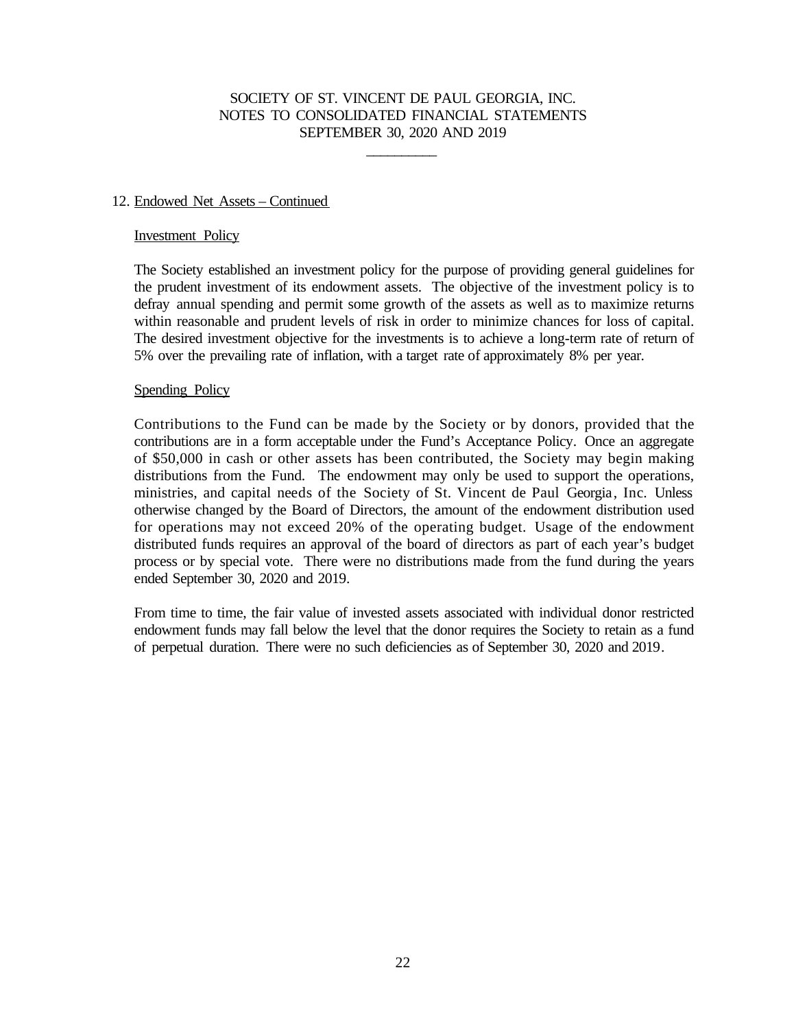SOCIETY OF ST. VINCENT DE PAUL GEORGIA, INC.
NOTES TO CONSOLIDATED FINANCIAL STATEMENTS
SEPTEMBER 30, 2020 AND 2019

12. Endowed Net Assets – Continued

Investment Policy

The Society established an investment policy for the purpose of providing general guidelines for the prudent investment of its endowment assets. The objective of the investment policy is to defray annual spending and permit some growth of the assets as well as to maximize returns within reasonable and prudent levels of risk in order to minimize chances for loss of capital. The desired investment objective for the investments is to achieve a long-term rate of return of 5% over the prevailing rate of inflation, with a target rate of approximately 8% per year.

Spending Policy

Contributions to the Fund can be made by the Society or by donors, provided that the contributions are in a form acceptable under the Fund's Acceptance Policy. Once an aggregate of $50,000 in cash or other assets has been contributed, the Society may begin making distributions from the Fund. The endowment may only be used to support the operations, ministries, and capital needs of the Society of St. Vincent de Paul Georgia, Inc. Unless otherwise changed by the Board of Directors, the amount of the endowment distribution used for operations may not exceed 20% of the operating budget. Usage of the endowment distributed funds requires an approval of the board of directors as part of each year's budget process or by special vote. There were no distributions made from the fund during the years ended September 30, 2020 and 2019.

From time to time, the fair value of invested assets associated with individual donor restricted endowment funds may fall below the level that the donor requires the Society to retain as a fund of perpetual duration. There were no such deficiencies as of September 30, 2020 and 2019.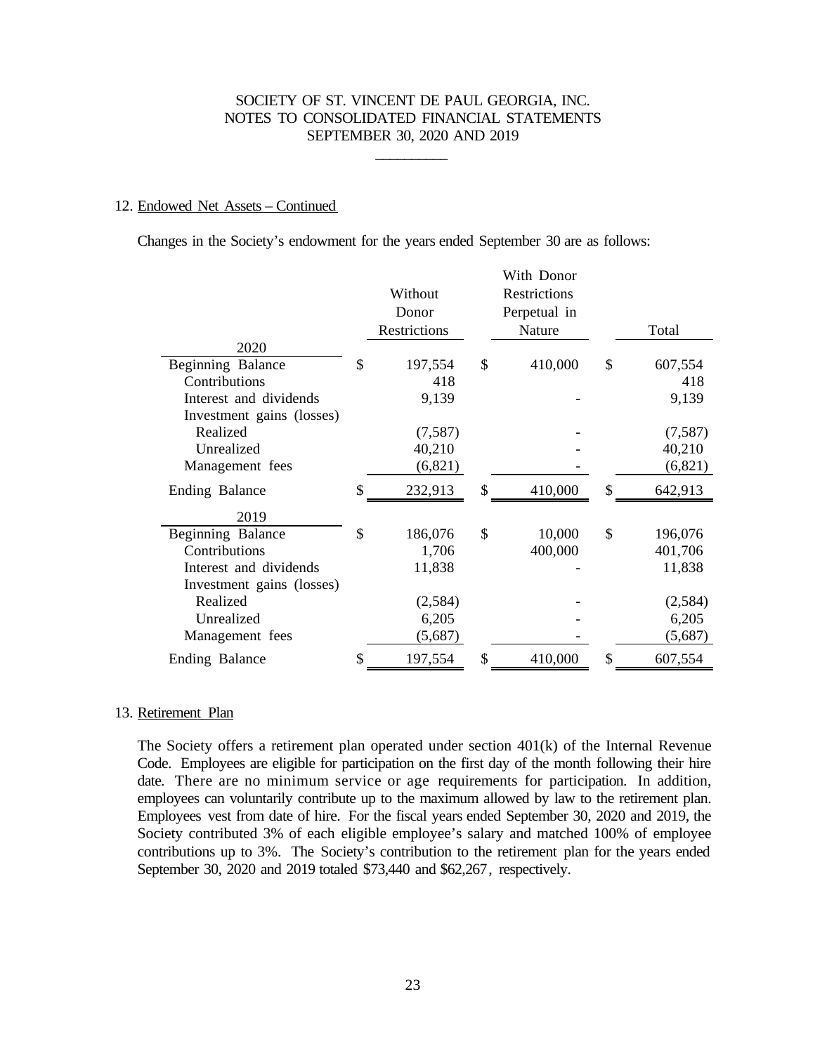SOCIETY OF ST. VINCENT DE PAUL GEORGIA, INC.
NOTES TO CONSOLIDATED FINANCIAL STATEMENTS
SEPTEMBER 30, 2020 AND 2019

## 12. Endowed Net Assets – Continued

Changes in the Society's endowment for the years ended September 30 are as follows:

| | Without Donor Restrictions | With Donor Restrictions Perpetual in Nature | Total |
|---|---|---|---|
| **2020** | | | |
| Beginning Balance | $ 197,554 | $ 410,000 | $ 607,554 |
| Contributions | 418 | | 418 |
| Interest and dividends | 9,139 | - | 9,139 |
| Investment gains (losses) | | | |
| Realized | (7,587) | - | (7,587) |
| Unrealized | 40,210 | - | 40,210 |
| Management fees | (6,821) | - | (6,821) |
| Ending Balance | $ 232,913 | $ 410,000 | $ 642,913 |
| **2019** | | | |
| Beginning Balance | $ 186,076 | $ 10,000 | $ 196,076 |
| Contributions | 1,706 | 400,000 | 401,706 |
| Interest and dividends | 11,838 | - | 11,838 |
| Investment gains (losses) | | | |
| Realized | (2,584) | - | (2,584) |
| Unrealized | 6,205 | - | 6,205 |
| Management fees | (5,687) | - | (5,687) |
| Ending Balance | $ 197,554 | $ 410,000 | $ 607,554 |

## 13. Retirement Plan

The Society offers a retirement plan operated under section 401(k) of the Internal Revenue Code. Employees are eligible for participation on the first day of the month following their hire date. There are no minimum service or age requirements for participation. In addition, employees can voluntarily contribute up to the maximum allowed by law to the retirement plan. Employees vest from date of hire. For the fiscal years ended September 30, 2020 and 2019, the Society contributed 3% of each eligible employee's salary and matched 100% of employee contributions up to 3%. The Society's contribution to the retirement plan for the years ended September 30, 2020 and 2019 totaled $73,440 and $62,267, respectively.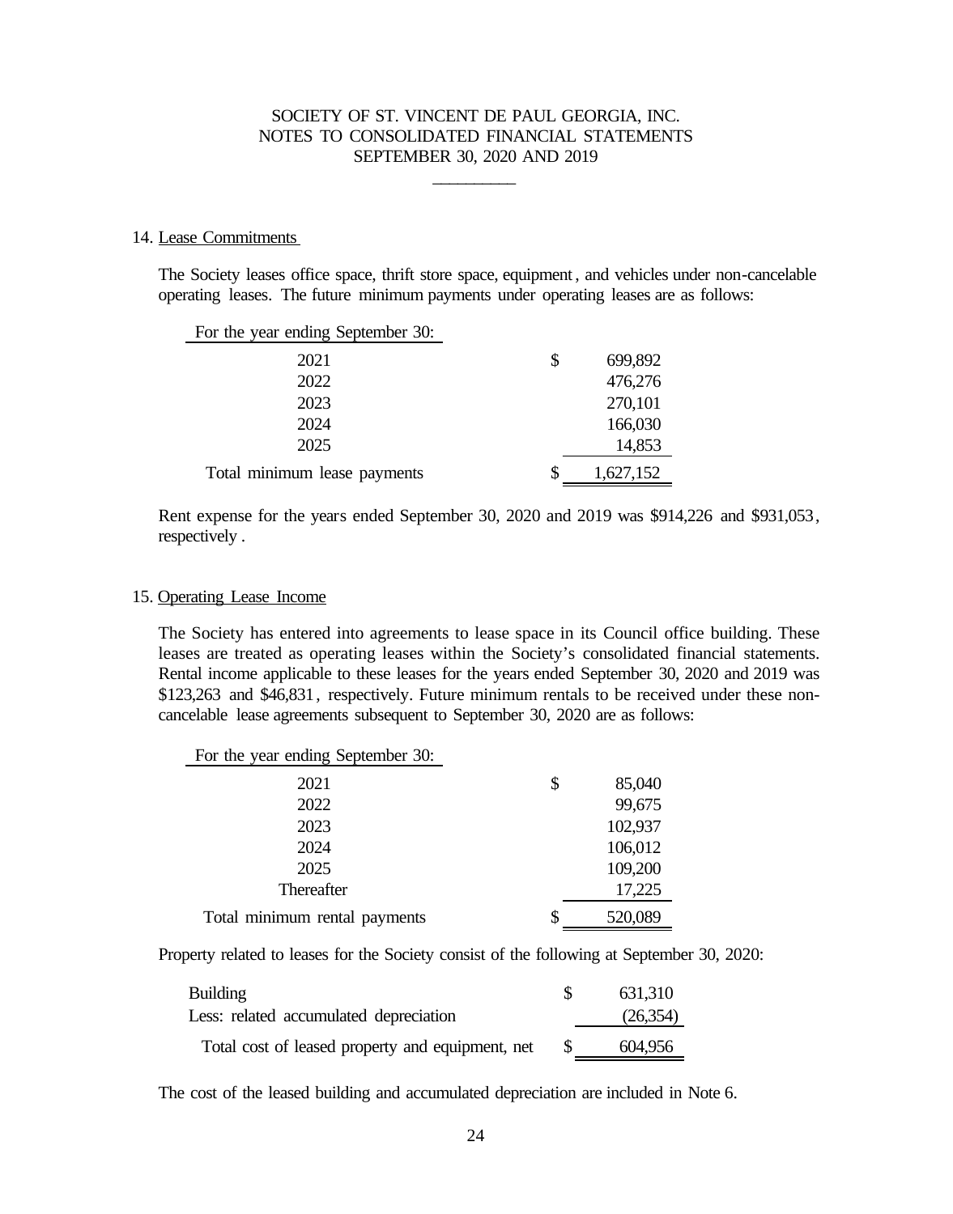SOCIETY OF ST. VINCENT DE PAUL GEORGIA, INC.
NOTES TO CONSOLIDATED FINANCIAL STATEMENTS
SEPTEMBER 30, 2020 AND 2019

## 14. Lease Commitments

The Society leases office space, thrift store space, equipment, and vehicles under non-cancelable operating leases. The future minimum payments under operating leases are as follows:

| For the year ending September 30: | |
|---|---|
| 2021 | $ 699,892 |
| 2022 | 476,276 |
| 2023 | 270,101 |
| 2024 | 166,030 |
| 2025 | 14,853 |
| Total minimum lease payments | $ 1,627,152 |

Rent expense for the years ended September 30, 2020 and 2019 was $914,226 and $931,053, respectively.

## 15. Operating Lease Income

The Society has entered into agreements to lease space in its Council office building. These leases are treated as operating leases within the Society's consolidated financial statements. Rental income applicable to these leases for the years ended September 30, 2020 and 2019 was $123,263 and $46,831, respectively. Future minimum rentals to be received under these non-cancelable lease agreements subsequent to September 30, 2020 are as follows:

| For the year ending September 30: | |
|---|---|
| 2021 | $ 85,040 |
| 2022 | 99,675 |
| 2023 | 102,937 |
| 2024 | 106,012 |
| 2025 | 109,200 |
| Thereafter | 17,225 |
| Total minimum rental payments | $ 520,089 |

Property related to leases for the Society consist of the following at September 30, 2020:

| | |
|---|---|
| Building | $ 631,310 |
| Less: related accumulated depreciation | (26,354) |
| Total cost of leased property and equipment, net | $ 604,956 |

The cost of the leased building and accumulated depreciation are included in Note 6.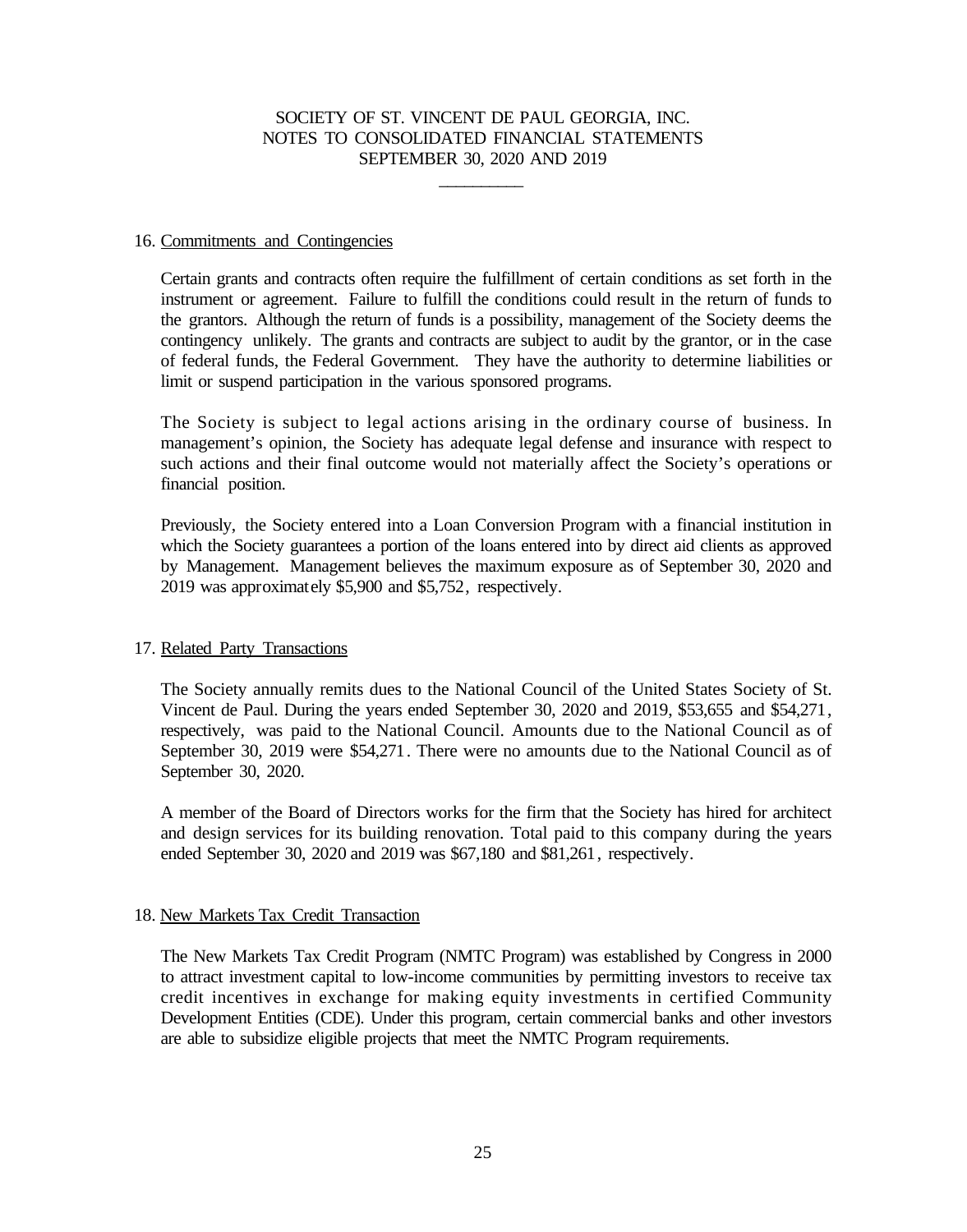SOCIETY OF ST. VINCENT DE PAUL GEORGIA, INC.
NOTES TO CONSOLIDATED FINANCIAL STATEMENTS
SEPTEMBER 30, 2020 AND 2019

16. Commitments and Contingencies

Certain grants and contracts often require the fulfillment of certain conditions as set forth in the instrument or agreement. Failure to fulfill the conditions could result in the return of funds to the grantors. Although the return of funds is a possibility, management of the Society deems the contingency unlikely. The grants and contracts are subject to audit by the grantor, or in the case of federal funds, the Federal Government. They have the authority to determine liabilities or limit or suspend participation in the various sponsored programs.

The Society is subject to legal actions arising in the ordinary course of business. In management's opinion, the Society has adequate legal defense and insurance with respect to such actions and their final outcome would not materially affect the Society's operations or financial position.

Previously, the Society entered into a Loan Conversion Program with a financial institution in which the Society guarantees a portion of the loans entered into by direct aid clients as approved by Management. Management believes the maximum exposure as of September 30, 2020 and 2019 was approximately $5,900 and $5,752, respectively.

17. Related Party Transactions

The Society annually remits dues to the National Council of the United States Society of St. Vincent de Paul. During the years ended September 30, 2020 and 2019, $53,655 and $54,271, respectively, was paid to the National Council. Amounts due to the National Council as of September 30, 2019 were $54,271. There were no amounts due to the National Council as of September 30, 2020.

A member of the Board of Directors works for the firm that the Society has hired for architect and design services for its building renovation. Total paid to this company during the years ended September 30, 2020 and 2019 was $67,180 and $81,261, respectively.

18. New Markets Tax Credit Transaction

The New Markets Tax Credit Program (NMTC Program) was established by Congress in 2000 to attract investment capital to low-income communities by permitting investors to receive tax credit incentives in exchange for making equity investments in certified Community Development Entities (CDE). Under this program, certain commercial banks and other investors are able to subsidize eligible projects that meet the NMTC Program requirements.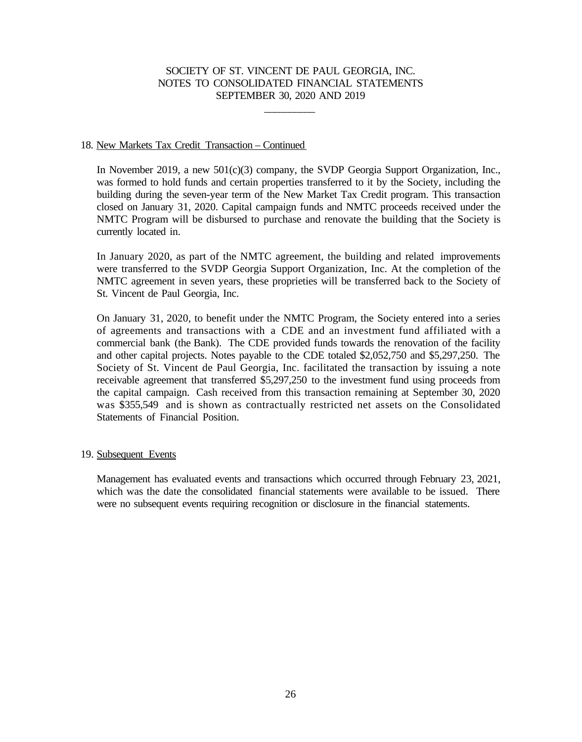### 18. New Markets Tax Credit Transaction – Continued

In November 2019, a new 501(c)(3) company, the SVDP Georgia Support Organization, Inc., was formed to hold funds and certain properties transferred to it by the Society, including the building during the seven-year term of the New Market Tax Credit program. This transaction closed on January 31, 2020. Capital campaign funds and NMTC proceeds received under the NMTC Program will be disbursed to purchase and renovate the building that the Society is currently located in.

In January 2020, as part of the NMTC agreement, the building and related improvements were transferred to the SVDP Georgia Support Organization, Inc. At the completion of the NMTC agreement in seven years, these proprieties will be transferred back to the Society of St. Vincent de Paul Georgia, Inc.

On January 31, 2020, to benefit under the NMTC Program, the Society entered into a series of agreements and transactions with a CDE and an investment fund affiliated with a commercial bank (the Bank). The CDE provided funds towards the renovation of the facility and other capital projects. Notes payable to the CDE totaled $2,052,750 and $5,297,250. The Society of St. Vincent de Paul Georgia, Inc. facilitated the transaction by issuing a note receivable agreement that transferred $5,297,250 to the investment fund using proceeds from the capital campaign. Cash received from this transaction remaining at September 30, 2020 was $355,549 and is shown as contractually restricted net assets on the Consolidated Statements of Financial Position.

### 19. Subsequent Events

Management has evaluated events and transactions which occurred through February 23, 2021, which was the date the consolidated financial statements were available to be issued. There were no subsequent events requiring recognition or disclosure in the financial statements.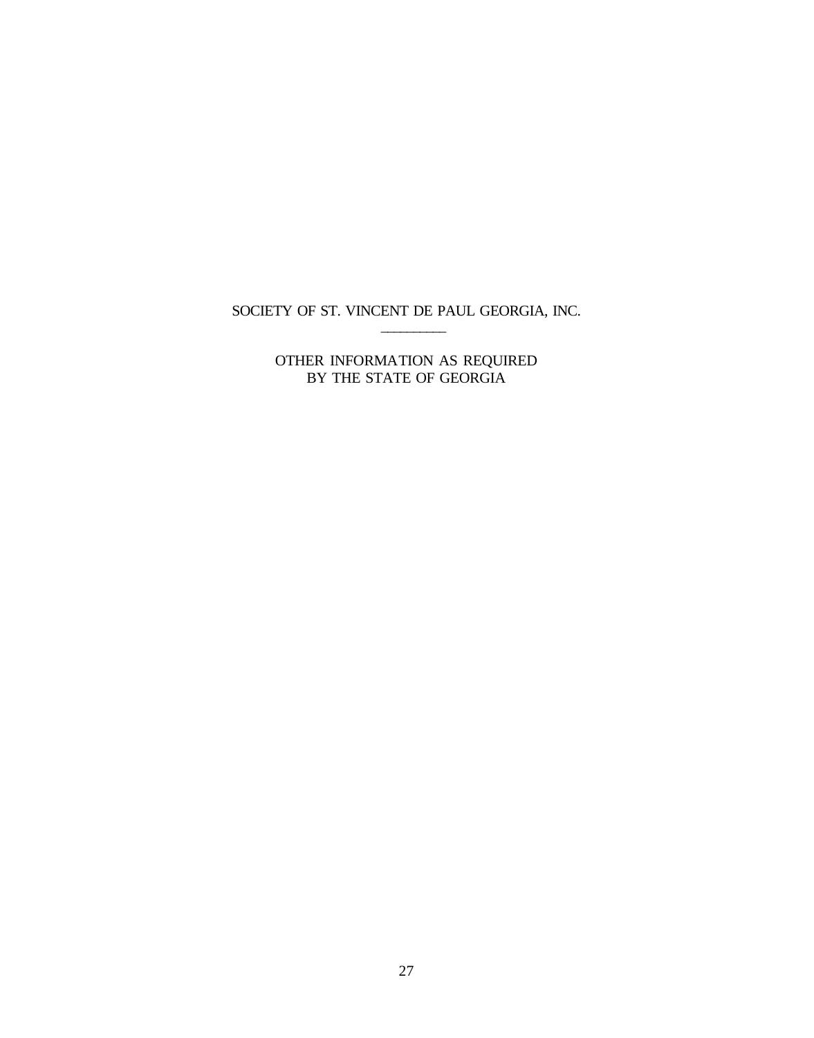SOCIETY OF ST. VINCENT DE PAUL GEORGIA, INC.

\_\_\_\_\_\_\_\_\_\_

OTHER INFORMATION AS REQUIRED
BY THE STATE OF GEORGIA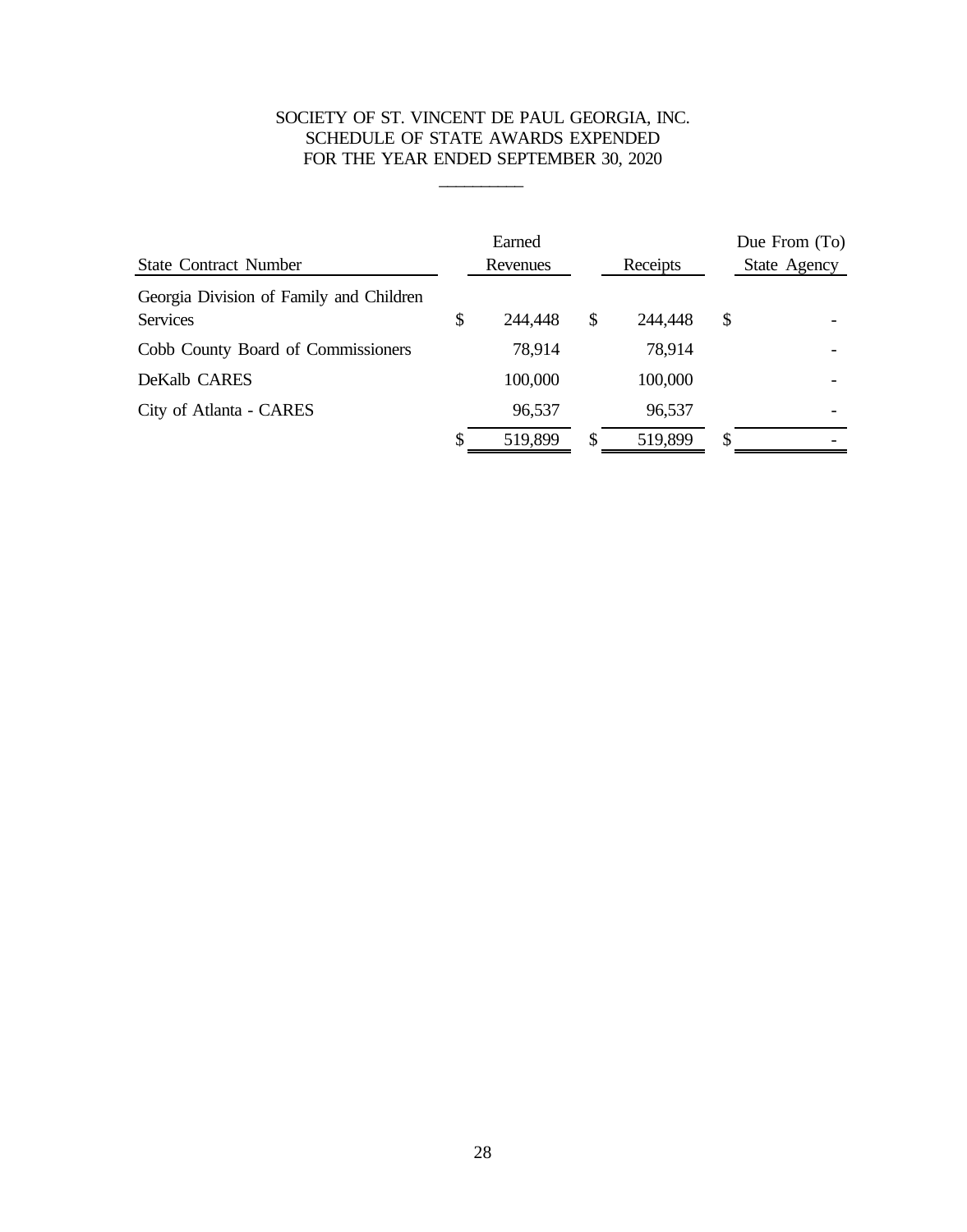# SOCIETY OF ST. VINCENT DE PAUL GEORGIA, INC.
## SCHEDULE OF STATE AWARDS EXPENDED
## FOR THE YEAR ENDED SEPTEMBER 30, 2020

| State Contract Number | Earned Revenues | Receipts | Due From (To) State Agency |
|---|---|---|---|
| Georgia Division of Family and Children Services | $ 244,448 | $ 244,448 | $ - |
| Cobb County Board of Commissioners | 78,914 | 78,914 | - |
| DeKalb CARES | 100,000 | 100,000 | - |
| City of Atlanta - CARES | 96,537 | 96,537 | - |
| | $ 519,899 | $ 519,899 | $ - |